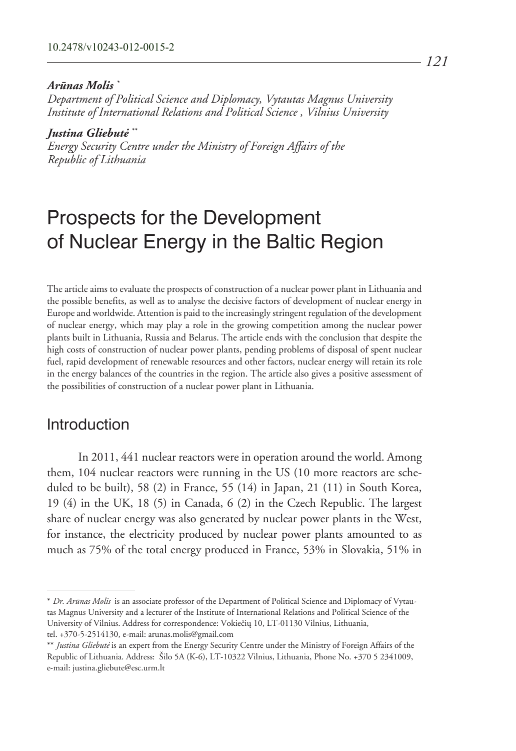10.2478/v10243-012-0015-2

***Arūnas Molis*** [*]
*Department of Political Science and Diplomacy, Vytautas Magnus University*
*Institute of International Relations and Political Science , Vilnius University*

***Justina Gliebutė*** [**]
*Energy Security Centre under the Ministry of Foreign Affairs of the Republic of Lithuania*

# Prospects for the Development of Nuclear Energy in the Baltic Region

The article aims to evaluate the prospects of construction of a nuclear power plant in Lithuania and the possible benefits, as well as to analyse the decisive factors of development of nuclear energy in Europe and worldwide. Attention is paid to the increasingly stringent regulation of the development of nuclear energy, which may play a role in the growing competition among the nuclear power plants built in Lithuania, Russia and Belarus. The article ends with the conclusion that despite the high costs of construction of nuclear power plants, pending problems of disposal of spent nuclear fuel, rapid development of renewable resources and other factors, nuclear energy will retain its role in the energy balances of the countries in the region. The article also gives a positive assessment of the possibilities of construction of a nuclear power plant in Lithuania.

## Introduction

In 2011, 441 nuclear reactors were in operation around the world. Among them, 104 nuclear reactors were running in the US (10 more reactors are scheduled to be built), 58 (2) in France, 55 (14) in Japan, 21 (11) in South Korea, 19 (4) in the UK, 18 (5) in Canada, 6 (2) in the Czech Republic. The largest share of nuclear energy was also generated by nuclear power plants in the West, for instance, the electricity produced by nuclear power plants amounted to as much as 75% of the total energy produced in France, 53% in Slovakia, 51% in

---

[*] *Dr. Arūnas Molis* is an associate professor of the Department of Political Science and Diplomacy of Vytautas Magnus University and a lecturer of the Institute of International Relations and Political Science of the University of Vilnius. Address for correspondence: Vokiečių 10, LT-01130 Vilnius, Lithuania, tel. +370-5-2514130, e-mail: arunas.molis@gmail.com

[**] *Justina Gliebutė* is an expert from the Energy Security Centre under the Ministry of Foreign Affairs of the Republic of Lithuania. Address: Šilo 5A (K-6), LT-10322 Vilnius, Lithuania, Phone No. +370 5 2341009, e-mail: justina.gliebute@esc.urm.lt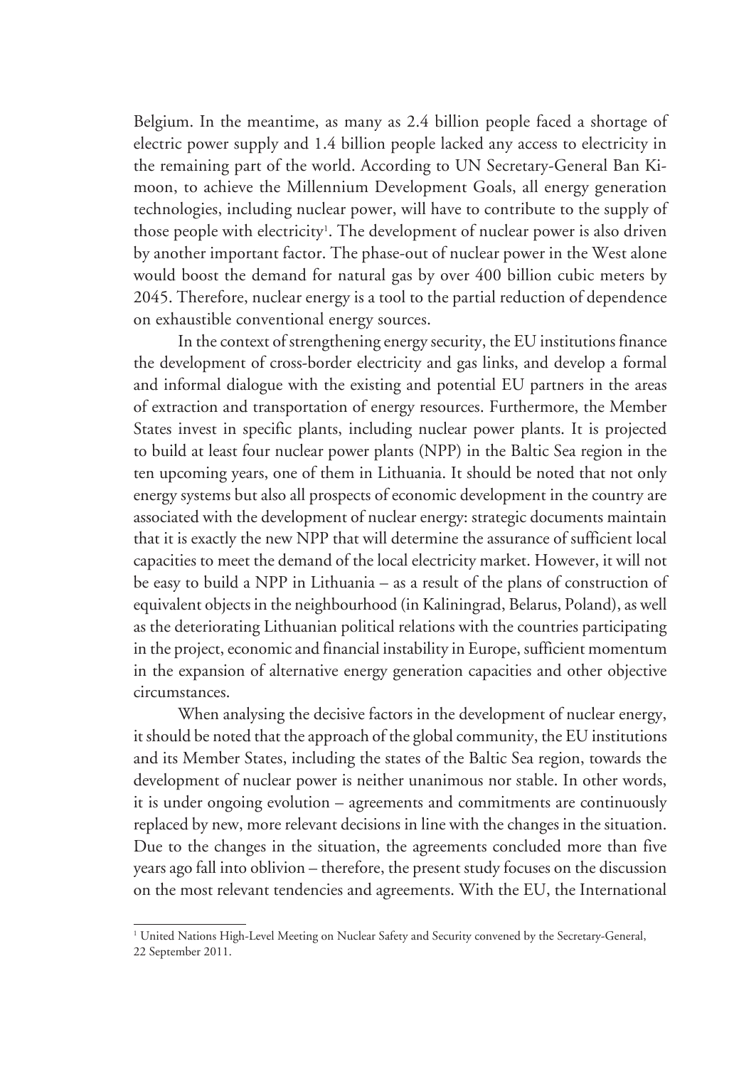Belgium. In the meantime, as many as 2.4 billion people faced a shortage of electric power supply and 1.4 billion people lacked any access to electricity in the remaining part of the world. According to UN Secretary-General Ban Ki-moon, to achieve the Millennium Development Goals, all energy generation technologies, including nuclear power, will have to contribute to the supply of those people with electricity[1]. The development of nuclear power is also driven by another important factor. The phase-out of nuclear power in the West alone would boost the demand for natural gas by over 400 billion cubic meters by 2045. Therefore, nuclear energy is a tool to the partial reduction of dependence on exhaustible conventional energy sources.

In the context of strengthening energy security, the EU institutions finance the development of cross-border electricity and gas links, and develop a formal and informal dialogue with the existing and potential EU partners in the areas of extraction and transportation of energy resources. Furthermore, the Member States invest in specific plants, including nuclear power plants. It is projected to build at least four nuclear power plants (NPP) in the Baltic Sea region in the ten upcoming years, one of them in Lithuania. It should be noted that not only energy systems but also all prospects of economic development in the country are associated with the development of nuclear energy: strategic documents maintain that it is exactly the new NPP that will determine the assurance of sufficient local capacities to meet the demand of the local electricity market. However, it will not be easy to build a NPP in Lithuania – as a result of the plans of construction of equivalent objects in the neighbourhood (in Kaliningrad, Belarus, Poland), as well as the deteriorating Lithuanian political relations with the countries participating in the project, economic and financial instability in Europe, sufficient momentum in the expansion of alternative energy generation capacities and other objective circumstances.

When analysing the decisive factors in the development of nuclear energy, it should be noted that the approach of the global community, the EU institutions and its Member States, including the states of the Baltic Sea region, towards the development of nuclear power is neither unanimous nor stable. In other words, it is under ongoing evolution – agreements and commitments are continuously replaced by new, more relevant decisions in line with the changes in the situation. Due to the changes in the situation, the agreements concluded more than five years ago fall into oblivion – therefore, the present study focuses on the discussion on the most relevant tendencies and agreements. With the EU, the International

---

[1] United Nations High-Level Meeting on Nuclear Safety and Security convened by the Secretary-General, 22 September 2011.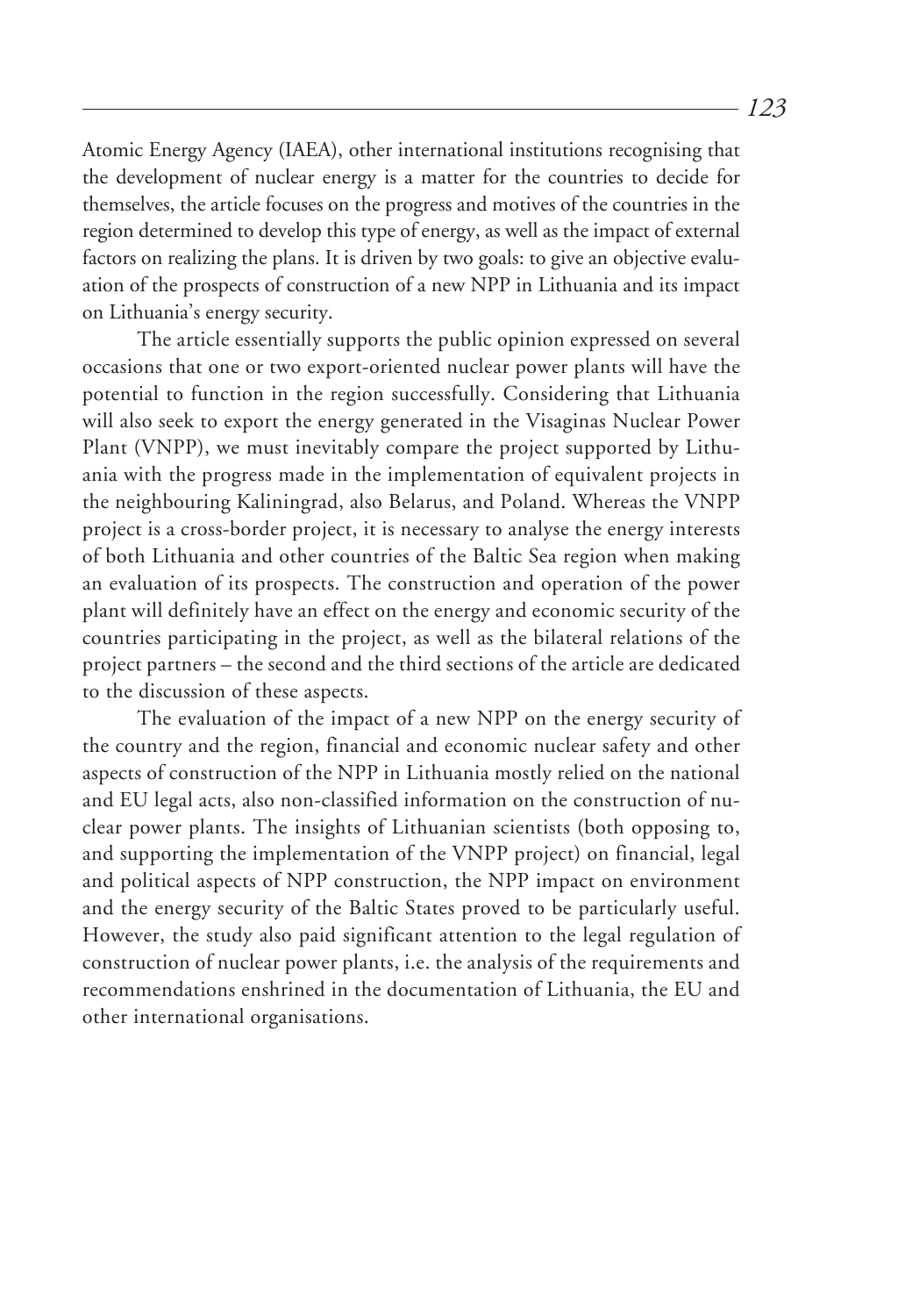Atomic Energy Agency (IAEA), other international institutions recognising that the development of nuclear energy is a matter for the countries to decide for themselves, the article focuses on the progress and motives of the countries in the region determined to develop this type of energy, as well as the impact of external factors on realizing the plans. It is driven by two goals: to give an objective evaluation of the prospects of construction of a new NPP in Lithuania and its impact on Lithuania's energy security.

The article essentially supports the public opinion expressed on several occasions that one or two export-oriented nuclear power plants will have the potential to function in the region successfully. Considering that Lithuania will also seek to export the energy generated in the Visaginas Nuclear Power Plant (VNPP), we must inevitably compare the project supported by Lithuania with the progress made in the implementation of equivalent projects in the neighbouring Kaliningrad, also Belarus, and Poland. Whereas the VNPP project is a cross-border project, it is necessary to analyse the energy interests of both Lithuania and other countries of the Baltic Sea region when making an evaluation of its prospects. The construction and operation of the power plant will definitely have an effect on the energy and economic security of the countries participating in the project, as well as the bilateral relations of the project partners – the second and the third sections of the article are dedicated to the discussion of these aspects.

The evaluation of the impact of a new NPP on the energy security of the country and the region, financial and economic nuclear safety and other aspects of construction of the NPP in Lithuania mostly relied on the national and EU legal acts, also non-classified information on the construction of nuclear power plants. The insights of Lithuanian scientists (both opposing to, and supporting the implementation of the VNPP project) on financial, legal and political aspects of NPP construction, the NPP impact on environment and the energy security of the Baltic States proved to be particularly useful. However, the study also paid significant attention to the legal regulation of construction of nuclear power plants, i.e. the analysis of the requirements and recommendations enshrined in the documentation of Lithuania, the EU and other international organisations.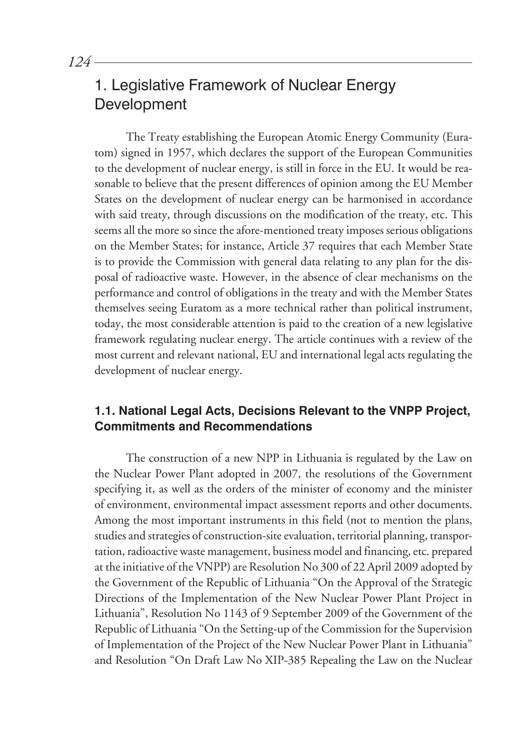# 1. Legislative Framework of Nuclear Energy Development

The Treaty establishing the European Atomic Energy Community (Euratom) signed in 1957, which declares the support of the European Communities to the development of nuclear energy, is still in force in the EU. It would be reasonable to believe that the present differences of opinion among the EU Member States on the development of nuclear energy can be harmonised in accordance with said treaty, through discussions on the modification of the treaty, etc. This seems all the more so since the afore-mentioned treaty imposes serious obligations on the Member States; for instance, Article 37 requires that each Member State is to provide the Commission with general data relating to any plan for the disposal of radioactive waste. However, in the absence of clear mechanisms on the performance and control of obligations in the treaty and with the Member States themselves seeing Euratom as a more technical rather than political instrument, today, the most considerable attention is paid to the creation of a new legislative framework regulating nuclear energy. The article continues with a review of the most current and relevant national, EU and international legal acts regulating the development of nuclear energy.

## 1.1. National Legal Acts, Decisions Relevant to the VNPP Project, Commitments and Recommendations

The construction of a new NPP in Lithuania is regulated by the Law on the Nuclear Power Plant adopted in 2007, the resolutions of the Government specifying it, as well as the orders of the minister of economy and the minister of environment, environmental impact assessment reports and other documents. Among the most important instruments in this field (not to mention the plans, studies and strategies of construction-site evaluation, territorial planning, transportation, radioactive waste management, business model and financing, etc. prepared at the initiative of the VNPP) are Resolution No 300 of 22 April 2009 adopted by the Government of the Republic of Lithuania "On the Approval of the Strategic Directions of the Implementation of the New Nuclear Power Plant Project in Lithuania", Resolution No 1143 of 9 September 2009 of the Government of the Republic of Lithuania "On the Setting-up of the Commission for the Supervision of Implementation of the Project of the New Nuclear Power Plant in Lithuania" and Resolution "On Draft Law No XIP-385 Repealing the Law on the Nuclear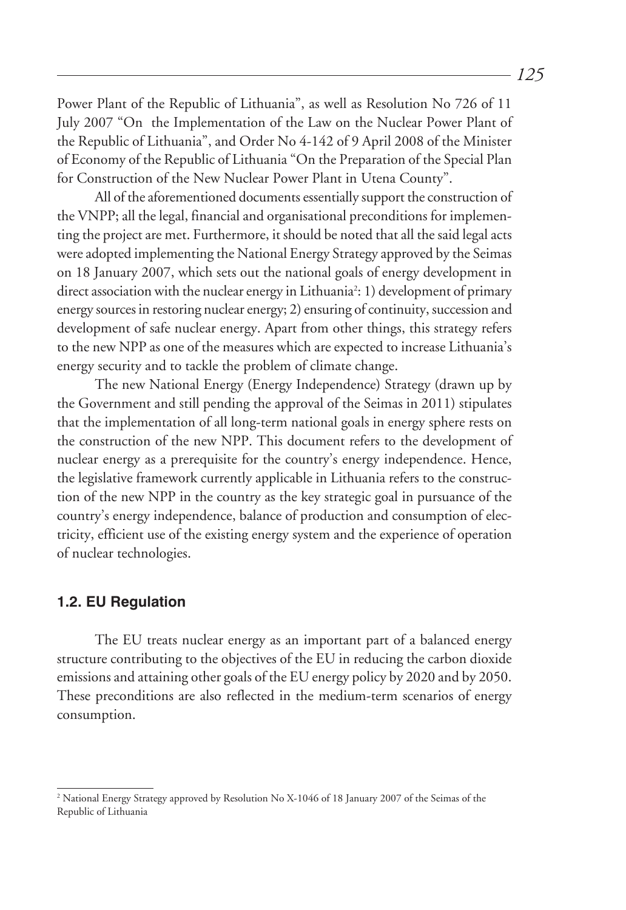Power Plant of the Republic of Lithuania", as well as Resolution No 726 of 11 July 2007 "On the Implementation of the Law on the Nuclear Power Plant of the Republic of Lithuania", and Order No 4-142 of 9 April 2008 of the Minister of Economy of the Republic of Lithuania "On the Preparation of the Special Plan for Construction of the New Nuclear Power Plant in Utena County".

All of the aforementioned documents essentially support the construction of the VNPP; all the legal, financial and organisational preconditions for implementing the project are met. Furthermore, it should be noted that all the said legal acts were adopted implementing the National Energy Strategy approved by the Seimas on 18 January 2007, which sets out the national goals of energy development in direct association with the nuclear energy in Lithuania[2]: 1) development of primary energy sources in restoring nuclear energy; 2) ensuring of continuity, succession and development of safe nuclear energy. Apart from other things, this strategy refers to the new NPP as one of the measures which are expected to increase Lithuania's energy security and to tackle the problem of climate change.

The new National Energy (Energy Independence) Strategy (drawn up by the Government and still pending the approval of the Seimas in 2011) stipulates that the implementation of all long-term national goals in energy sphere rests on the construction of the new NPP. This document refers to the development of nuclear energy as a prerequisite for the country's energy independence. Hence, the legislative framework currently applicable in Lithuania refers to the construction of the new NPP in the country as the key strategic goal in pursuance of the country's energy independence, balance of production and consumption of electricity, efficient use of the existing energy system and the experience of operation of nuclear technologies.

### 1.2. EU Regulation

The EU treats nuclear energy as an important part of a balanced energy structure contributing to the objectives of the EU in reducing the carbon dioxide emissions and attaining other goals of the EU energy policy by 2020 and by 2050. These preconditions are also reflected in the medium-term scenarios of energy consumption.

---

[2] National Energy Strategy approved by Resolution No X-1046 of 18 January 2007 of the Seimas of the Republic of Lithuania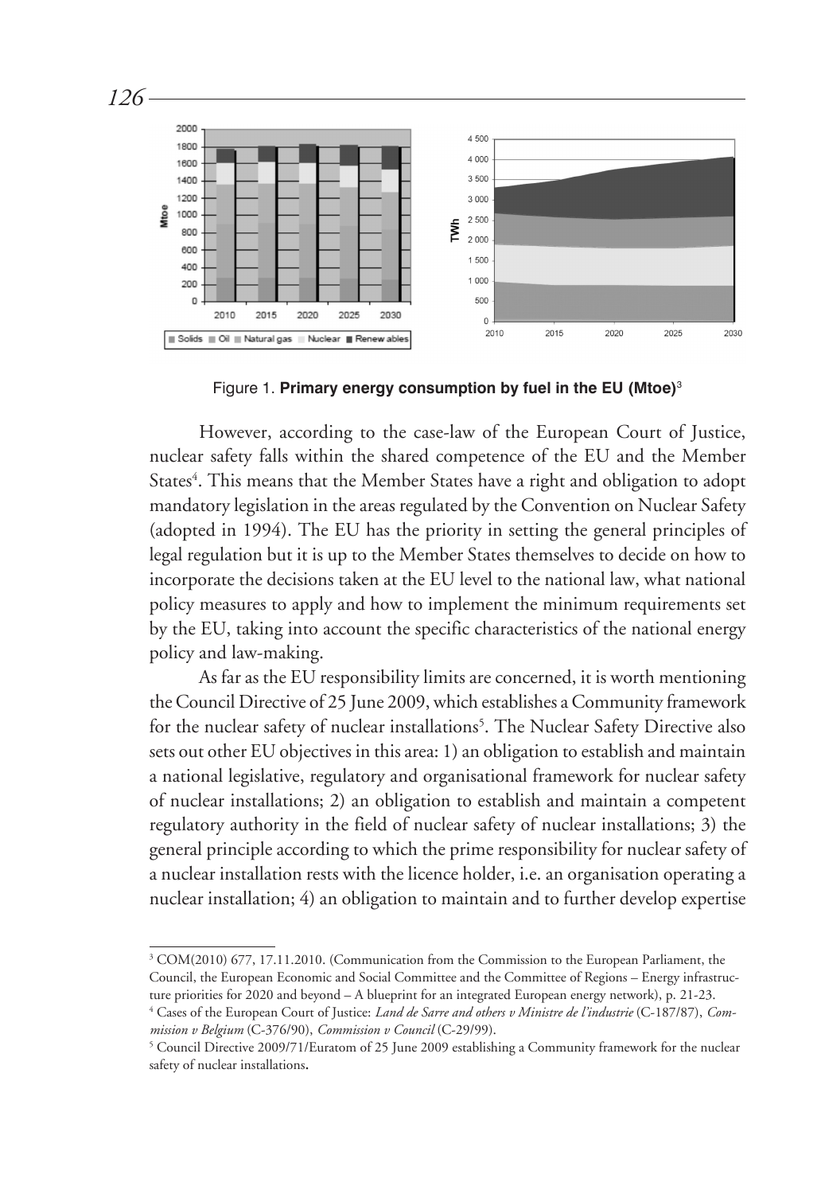Figure 1. **Primary energy consumption by fuel in the EU (Mtoe)**[3]

However, according to the case-law of the European Court of Justice, nuclear safety falls within the shared competence of the EU and the Member States[4]. This means that the Member States have a right and obligation to adopt mandatory legislation in the areas regulated by the Convention on Nuclear Safety (adopted in 1994). The EU has the priority in setting the general principles of legal regulation but it is up to the Member States themselves to decide on how to incorporate the decisions taken at the EU level to the national law, what national policy measures to apply and how to implement the minimum requirements set by the EU, taking into account the specific characteristics of the national energy policy and law-making.

As far as the EU responsibility limits are concerned, it is worth mentioning the Council Directive of 25 June 2009, which establishes a Community framework for the nuclear safety of nuclear installations[5]. The Nuclear Safety Directive also sets out other EU objectives in this area: 1) an obligation to establish and maintain a national legislative, regulatory and organisational framework for nuclear safety of nuclear installations; 2) an obligation to establish and maintain a competent regulatory authority in the field of nuclear safety of nuclear installations; 3) the general principle according to which the prime responsibility for nuclear safety of a nuclear installation rests with the licence holder, i.e. an organisation operating a nuclear installation; 4) an obligation to maintain and to further develop expertise

---

[3] COM(2010) 677, 17.11.2010. (Communication from the Commission to the European Parliament, the Council, the European Economic and Social Committee and the Committee of Regions – Energy infrastructure priorities for 2020 and beyond – A blueprint for an integrated European energy network), p. 21-23.

[4] Cases of the European Court of Justice: *Land de Sarre and others v Ministre de l'industrie* (C-187/87), *Commission v Belgium* (C-376/90), *Commission v Council* (C-29/99).

[5] Council Directive 2009/71/Euratom of 25 June 2009 establishing a Community framework for the nuclear safety of nuclear installations.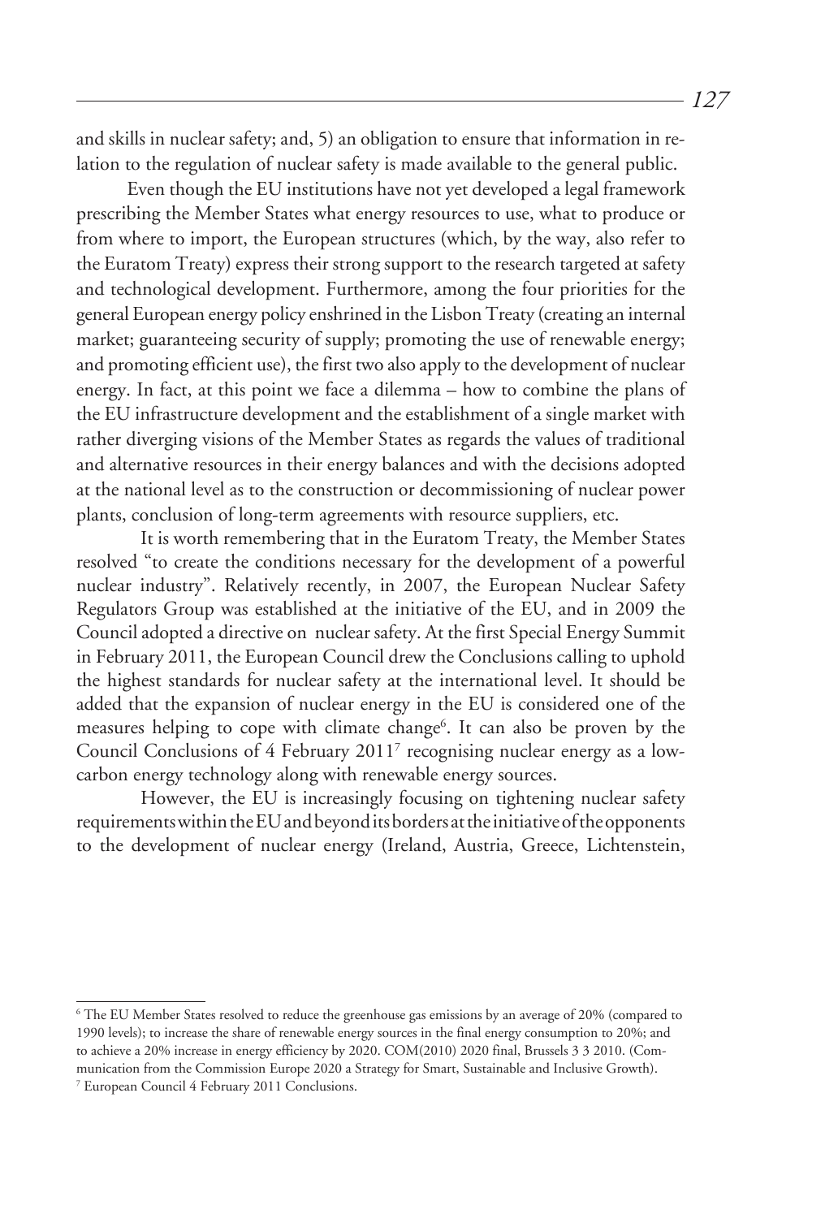and skills in nuclear safety; and, 5) an obligation to ensure that information in relation to the regulation of nuclear safety is made available to the general public.

Even though the EU institutions have not yet developed a legal framework prescribing the Member States what energy resources to use, what to produce or from where to import, the European structures (which, by the way, also refer to the Euratom Treaty) express their strong support to the research targeted at safety and technological development. Furthermore, among the four priorities for the general European energy policy enshrined in the Lisbon Treaty (creating an internal market; guaranteeing security of supply; promoting the use of renewable energy; and promoting efficient use), the first two also apply to the development of nuclear energy. In fact, at this point we face a dilemma – how to combine the plans of the EU infrastructure development and the establishment of a single market with rather diverging visions of the Member States as regards the values of traditional and alternative resources in their energy balances and with the decisions adopted at the national level as to the construction or decommissioning of nuclear power plants, conclusion of long-term agreements with resource suppliers, etc.

It is worth remembering that in the Euratom Treaty, the Member States resolved "to create the conditions necessary for the development of a powerful nuclear industry". Relatively recently, in 2007, the European Nuclear Safety Regulators Group was established at the initiative of the EU, and in 2009 the Council adopted a directive on nuclear safety. At the first Special Energy Summit in February 2011, the European Council drew the Conclusions calling to uphold the highest standards for nuclear safety at the international level. It should be added that the expansion of nuclear energy in the EU is considered one of the measures helping to cope with climate change[6]. It can also be proven by the Council Conclusions of 4 February 2011[7] recognising nuclear energy as a low-carbon energy technology along with renewable energy sources.

However, the EU is increasingly focusing on tightening nuclear safety requirements within the EU and beyond its borders at the initiative of the opponents to the development of nuclear energy (Ireland, Austria, Greece, Lichtenstein,

---

[6] The EU Member States resolved to reduce the greenhouse gas emissions by an average of 20% (compared to 1990 levels); to increase the share of renewable energy sources in the final energy consumption to 20%; and to achieve a 20% increase in energy efficiency by 2020. COM(2010) 2020 final, Brussels 3 3 2010. (Communication from the Commission Europe 2020 a Strategy for Smart, Sustainable and Inclusive Growth).

[7] European Council 4 February 2011 Conclusions.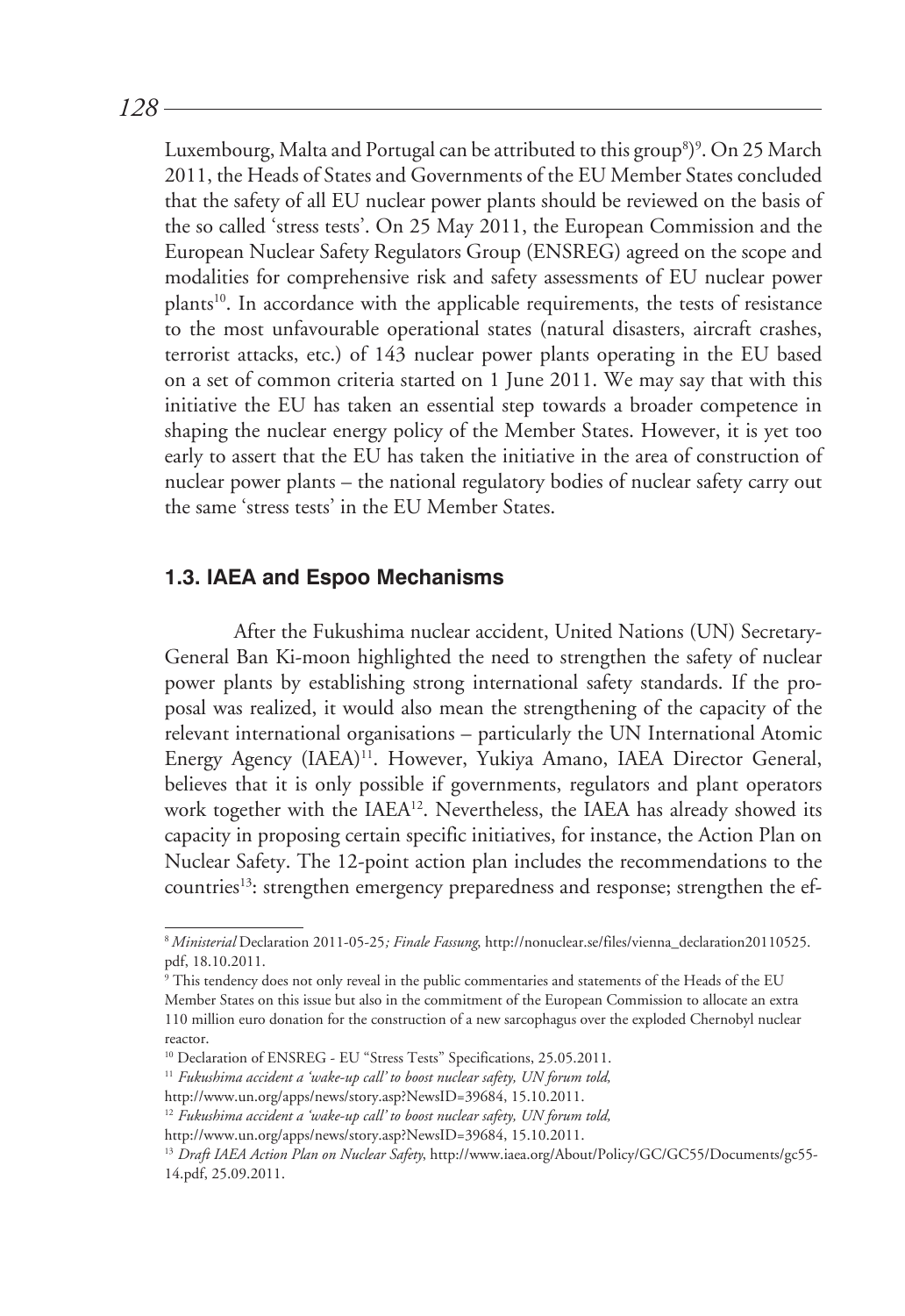Luxembourg, Malta and Portugal can be attributed to this group[8])[9]. On 25 March 2011, the Heads of States and Governments of the EU Member States concluded that the safety of all EU nuclear power plants should be reviewed on the basis of the so called 'stress tests'. On 25 May 2011, the European Commission and the European Nuclear Safety Regulators Group (ENSREG) agreed on the scope and modalities for comprehensive risk and safety assessments of EU nuclear power plants[10]. In accordance with the applicable requirements, the tests of resistance to the most unfavourable operational states (natural disasters, aircraft crashes, terrorist attacks, etc.) of 143 nuclear power plants operating in the EU based on a set of common criteria started on 1 June 2011. We may say that with this initiative the EU has taken an essential step towards a broader competence in shaping the nuclear energy policy of the Member States. However, it is yet too early to assert that the EU has taken the initiative in the area of construction of nuclear power plants – the national regulatory bodies of nuclear safety carry out the same 'stress tests' in the EU Member States.

### 1.3. IAEA and Espoo Mechanisms

After the Fukushima nuclear accident, United Nations (UN) Secretary-General Ban Ki-moon highlighted the need to strengthen the safety of nuclear power plants by establishing strong international safety standards. If the proposal was realized, it would also mean the strengthening of the capacity of the relevant international organisations – particularly the UN International Atomic Energy Agency (IAEA)[11]. However, Yukiya Amano, IAEA Director General, believes that it is only possible if governments, regulators and plant operators work together with the IAEA[12]. Nevertheless, the IAEA has already showed its capacity in proposing certain specific initiatives, for instance, the Action Plan on Nuclear Safety. The 12-point action plan includes the recommendations to the countries[13]: strengthen emergency preparedness and response; strengthen the ef-

---

[8] *Ministerial* Declaration 2011-05-25*; Finale Fassung*, http://nonuclear.se/files/vienna_declaration20110525.pdf, 18.10.2011.

[9] This tendency does not only reveal in the public commentaries and statements of the Heads of the EU Member States on this issue but also in the commitment of the European Commission to allocate an extra 110 million euro donation for the construction of a new sarcophagus over the exploded Chernobyl nuclear reactor.

[10] Declaration of ENSREG - EU "Stress Tests" Specifications, 25.05.2011.

[11] *Fukushima accident a 'wake-up call' to boost nuclear safety, UN forum told,* http://www.un.org/apps/news/story.asp?NewsID=39684, 15.10.2011.

[12] *Fukushima accident a 'wake-up call' to boost nuclear safety, UN forum told,* http://www.un.org/apps/news/story.asp?NewsID=39684, 15.10.2011.

[13] *Draft IAEA Action Plan on Nuclear Safety*, http://www.iaea.org/About/Policy/GC/GC55/Documents/gc55-14.pdf, 25.09.2011.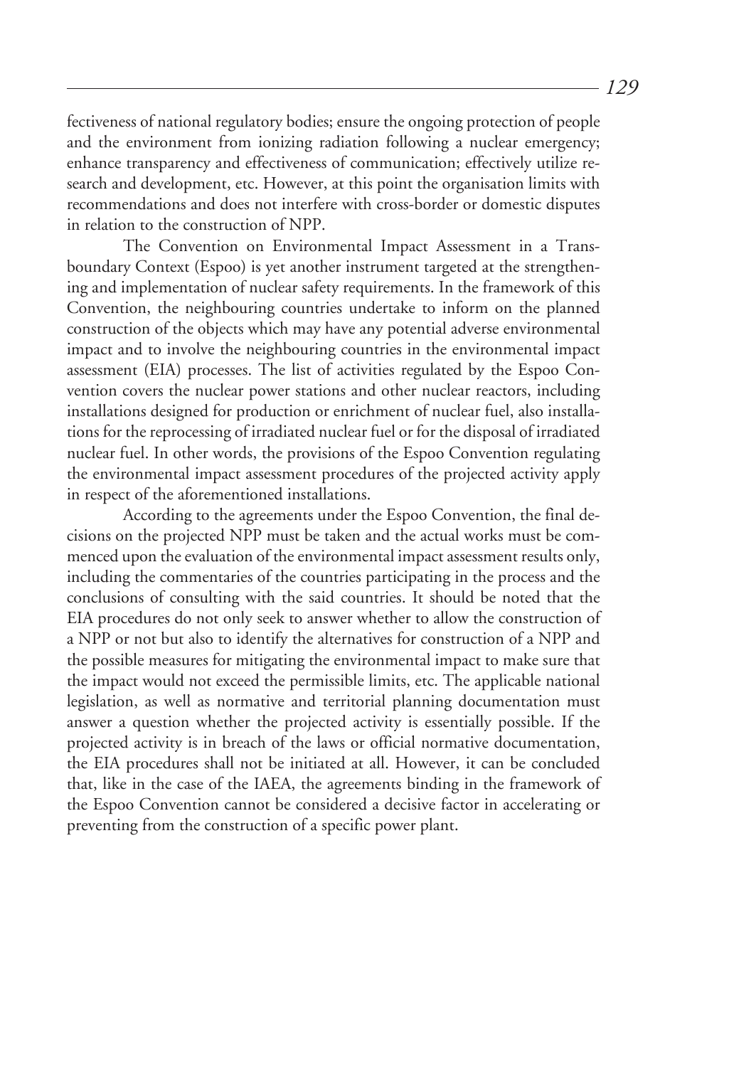fectiveness of national regulatory bodies; ensure the ongoing protection of people and the environment from ionizing radiation following a nuclear emergency; enhance transparency and effectiveness of communication; effectively utilize research and development, etc. However, at this point the organisation limits with recommendations and does not interfere with cross-border or domestic disputes in relation to the construction of NPP.

The Convention on Environmental Impact Assessment in a Transboundary Context (Espoo) is yet another instrument targeted at the strengthening and implementation of nuclear safety requirements. In the framework of this Convention, the neighbouring countries undertake to inform on the planned construction of the objects which may have any potential adverse environmental impact and to involve the neighbouring countries in the environmental impact assessment (EIA) processes. The list of activities regulated by the Espoo Convention covers the nuclear power stations and other nuclear reactors, including installations designed for production or enrichment of nuclear fuel, also installations for the reprocessing of irradiated nuclear fuel or for the disposal of irradiated nuclear fuel. In other words, the provisions of the Espoo Convention regulating the environmental impact assessment procedures of the projected activity apply in respect of the aforementioned installations.

According to the agreements under the Espoo Convention, the final decisions on the projected NPP must be taken and the actual works must be commenced upon the evaluation of the environmental impact assessment results only, including the commentaries of the countries participating in the process and the conclusions of consulting with the said countries. It should be noted that the EIA procedures do not only seek to answer whether to allow the construction of a NPP or not but also to identify the alternatives for construction of a NPP and the possible measures for mitigating the environmental impact to make sure that the impact would not exceed the permissible limits, etc. The applicable national legislation, as well as normative and territorial planning documentation must answer a question whether the projected activity is essentially possible. If the projected activity is in breach of the laws or official normative documentation, the EIA procedures shall not be initiated at all. However, it can be concluded that, like in the case of the IAEA, the agreements binding in the framework of the Espoo Convention cannot be considered a decisive factor in accelerating or preventing from the construction of a specific power plant.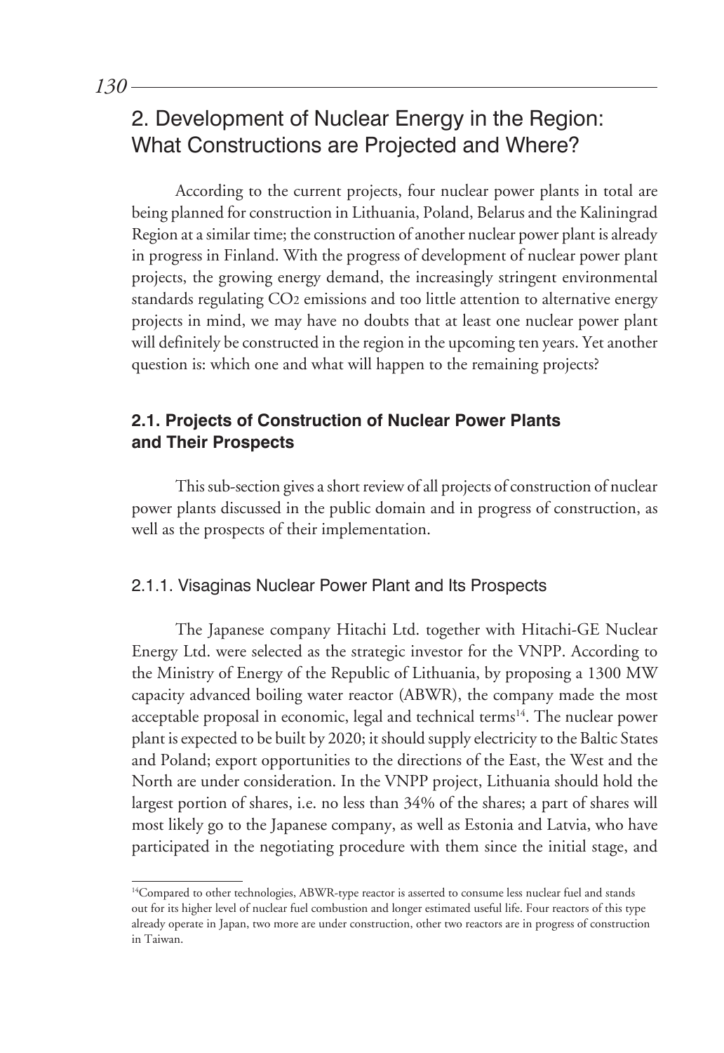## 2. Development of Nuclear Energy in the Region: What Constructions are Projected and Where?

According to the current projects, four nuclear power plants in total are being planned for construction in Lithuania, Poland, Belarus and the Kaliningrad Region at a similar time; the construction of another nuclear power plant is already in progress in Finland. With the progress of development of nuclear power plant projects, the growing energy demand, the increasingly stringent environmental standards regulating $CO_2$ emissions and too little attention to alternative energy projects in mind, we may have no doubts that at least one nuclear power plant will definitely be constructed in the region in the upcoming ten years. Yet another question is: which one and what will happen to the remaining projects?

### 2.1. Projects of Construction of Nuclear Power Plants and Their Prospects

This sub-section gives a short review of all projects of construction of nuclear power plants discussed in the public domain and in progress of construction, as well as the prospects of their implementation.

#### 2.1.1. Visaginas Nuclear Power Plant and Its Prospects

The Japanese company Hitachi Ltd. together with Hitachi-GE Nuclear Energy Ltd. were selected as the strategic investor for the VNPP. According to the Ministry of Energy of the Republic of Lithuania, by proposing a 1300 MW capacity advanced boiling water reactor (ABWR), the company made the most acceptable proposal in economic, legal and technical terms[14]. The nuclear power plant is expected to be built by 2020; it should supply electricity to the Baltic States and Poland; export opportunities to the directions of the East, the West and the North are under consideration. In the VNPP project, Lithuania should hold the largest portion of shares, i.e. no less than 34% of the shares; a part of shares will most likely go to the Japanese company, as well as Estonia and Latvia, who have participated in the negotiating procedure with them since the initial stage, and

[14] Compared to other technologies, ABWR-type reactor is asserted to consume less nuclear fuel and stands out for its higher level of nuclear fuel combustion and longer estimated useful life. Four reactors of this type already operate in Japan, two more are under construction, other two reactors are in progress of construction in Taiwan.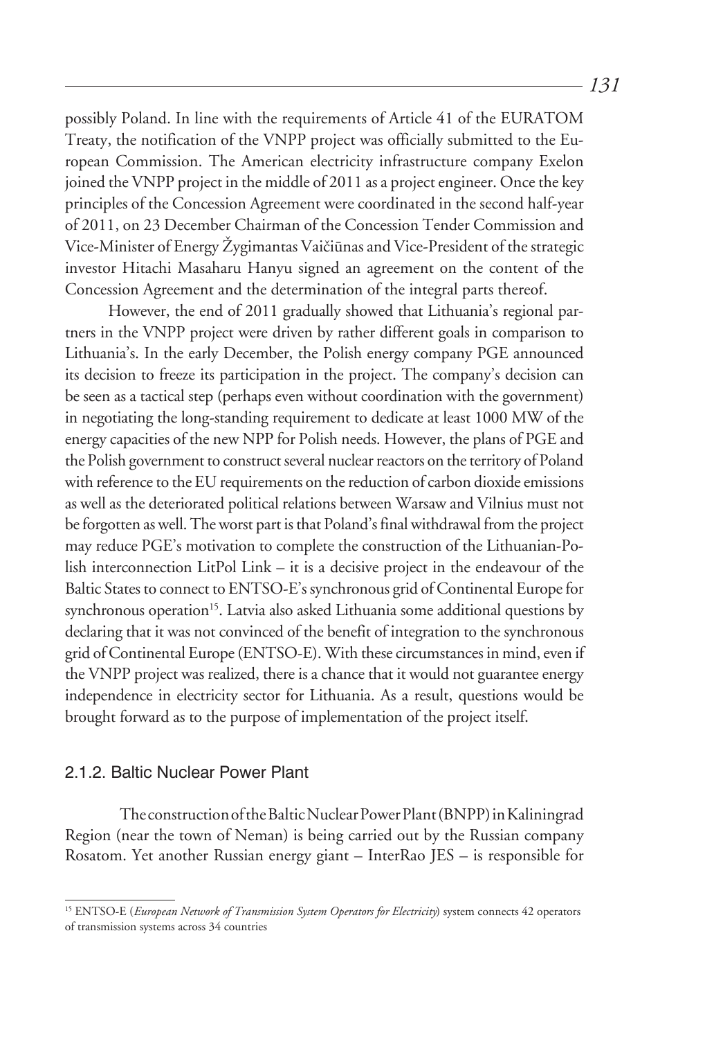possibly Poland. In line with the requirements of Article 41 of the EURATOM Treaty, the notification of the VNPP project was officially submitted to the European Commission. The American electricity infrastructure company Exelon joined the VNPP project in the middle of 2011 as a project engineer. Once the key principles of the Concession Agreement were coordinated in the second half-year of 2011, on 23 December Chairman of the Concession Tender Commission and Vice-Minister of Energy Žygimantas Vaičiūnas and Vice-President of the strategic investor Hitachi Masaharu Hanyu signed an agreement on the content of the Concession Agreement and the determination of the integral parts thereof.

However, the end of 2011 gradually showed that Lithuania's regional partners in the VNPP project were driven by rather different goals in comparison to Lithuania's. In the early December, the Polish energy company PGE announced its decision to freeze its participation in the project. The company's decision can be seen as a tactical step (perhaps even without coordination with the government) in negotiating the long-standing requirement to dedicate at least 1000 MW of the energy capacities of the new NPP for Polish needs. However, the plans of PGE and the Polish government to construct several nuclear reactors on the territory of Poland with reference to the EU requirements on the reduction of carbon dioxide emissions as well as the deteriorated political relations between Warsaw and Vilnius must not be forgotten as well. The worst part is that Poland's final withdrawal from the project may reduce PGE's motivation to complete the construction of the Lithuanian-Polish interconnection LitPol Link – it is a decisive project in the endeavour of the Baltic States to connect to ENTSO-E's synchronous grid of Continental Europe for synchronous operation[15]. Latvia also asked Lithuania some additional questions by declaring that it was not convinced of the benefit of integration to the synchronous grid of Continental Europe (ENTSO-E). With these circumstances in mind, even if the VNPP project was realized, there is a chance that it would not guarantee energy independence in electricity sector for Lithuania. As a result, questions would be brought forward as to the purpose of implementation of the project itself.

### 2.1.2. Baltic Nuclear Power Plant

The construction of the Baltic Nuclear Power Plant (BNPP) in Kaliningrad Region (near the town of Neman) is being carried out by the Russian company Rosatom. Yet another Russian energy giant – InterRao JES – is responsible for

---

[15] ENTSO-E (*European Network of Transmission System Operators for Electricity*) system connects 42 operators of transmission systems across 34 countries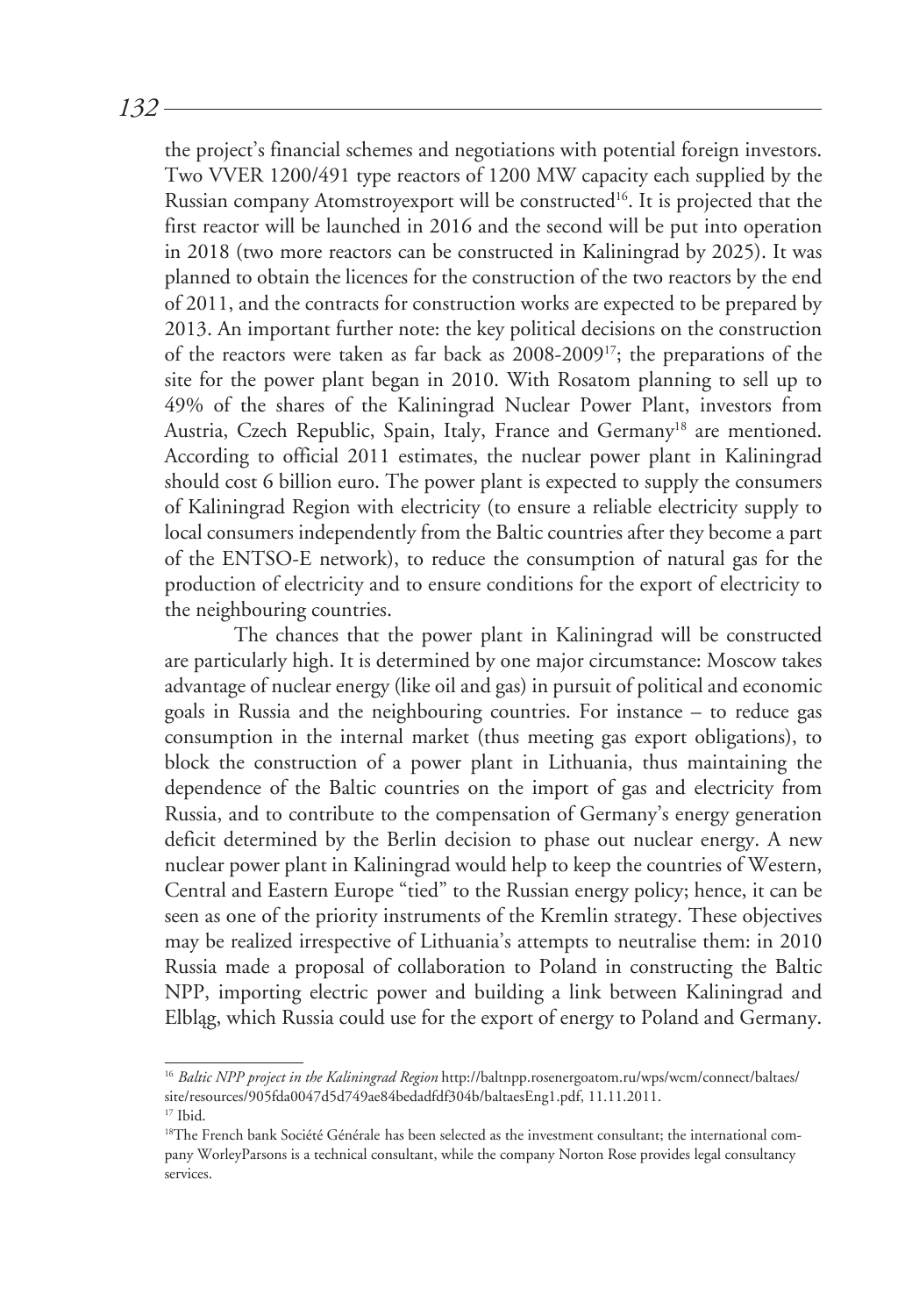the project's financial schemes and negotiations with potential foreign investors. Two VVER 1200/491 type reactors of 1200 MW capacity each supplied by the Russian company Atomstroyexport will be constructed[16]. It is projected that the first reactor will be launched in 2016 and the second will be put into operation in 2018 (two more reactors can be constructed in Kaliningrad by 2025). It was planned to obtain the licences for the construction of the two reactors by the end of 2011, and the contracts for construction works are expected to be prepared by 2013. An important further note: the key political decisions on the construction of the reactors were taken as far back as 2008-2009[17]; the preparations of the site for the power plant began in 2010. With Rosatom planning to sell up to 49% of the shares of the Kaliningrad Nuclear Power Plant, investors from Austria, Czech Republic, Spain, Italy, France and Germany[18] are mentioned. According to official 2011 estimates, the nuclear power plant in Kaliningrad should cost 6 billion euro. The power plant is expected to supply the consumers of Kaliningrad Region with electricity (to ensure a reliable electricity supply to local consumers independently from the Baltic countries after they become a part of the ENTSO-E network), to reduce the consumption of natural gas for the production of electricity and to ensure conditions for the export of electricity to the neighbouring countries.

The chances that the power plant in Kaliningrad will be constructed are particularly high. It is determined by one major circumstance: Moscow takes advantage of nuclear energy (like oil and gas) in pursuit of political and economic goals in Russia and the neighbouring countries. For instance – to reduce gas consumption in the internal market (thus meeting gas export obligations), to block the construction of a power plant in Lithuania, thus maintaining the dependence of the Baltic countries on the import of gas and electricity from Russia, and to contribute to the compensation of Germany's energy generation deficit determined by the Berlin decision to phase out nuclear energy. A new nuclear power plant in Kaliningrad would help to keep the countries of Western, Central and Eastern Europe "tied" to the Russian energy policy; hence, it can be seen as one of the priority instruments of the Kremlin strategy. These objectives may be realized irrespective of Lithuania's attempts to neutralise them: in 2010 Russia made a proposal of collaboration to Poland in constructing the Baltic NPP, importing electric power and building a link between Kaliningrad and Elbląg, which Russia could use for the export of energy to Poland and Germany.

---

[16] *Baltic NPP project in the Kaliningrad Region* http://baltnpp.rosenergoatom.ru/wps/wcm/connect/baltaes/site/resources/905fda0047d5d749ae84bedadfdf304b/baltaesEng1.pdf, 11.11.2011.

[17] Ibid.

[18] The French bank Société Générale has been selected as the investment consultant; the international company WorleyParsons is a technical consultant, while the company Norton Rose provides legal consultancy services.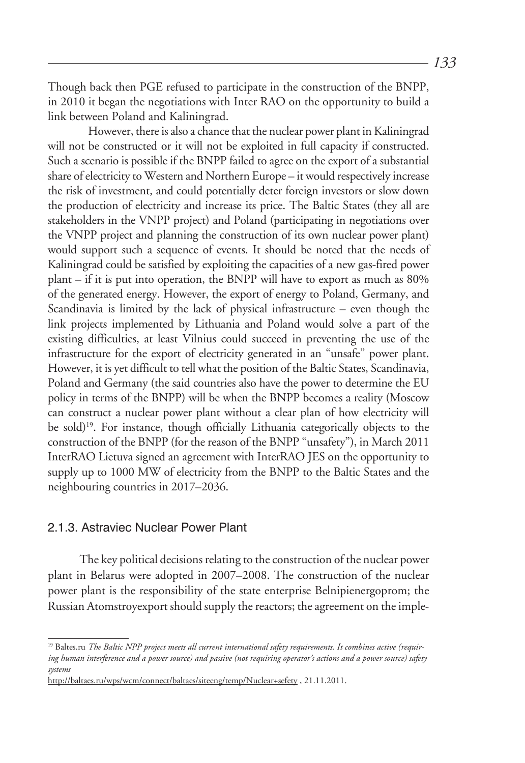Though back then PGE refused to participate in the construction of the BNPP, in 2010 it began the negotiations with Inter RAO on the opportunity to build a link between Poland and Kaliningrad.

However, there is also a chance that the nuclear power plant in Kaliningrad will not be constructed or it will not be exploited in full capacity if constructed. Such a scenario is possible if the BNPP failed to agree on the export of a substantial share of electricity to Western and Northern Europe – it would respectively increase the risk of investment, and could potentially deter foreign investors or slow down the production of electricity and increase its price. The Baltic States (they all are stakeholders in the VNPP project) and Poland (participating in negotiations over the VNPP project and planning the construction of its own nuclear power plant) would support such a sequence of events. It should be noted that the needs of Kaliningrad could be satisfied by exploiting the capacities of a new gas-fired power plant – if it is put into operation, the BNPP will have to export as much as 80% of the generated energy. However, the export of energy to Poland, Germany, and Scandinavia is limited by the lack of physical infrastructure – even though the link projects implemented by Lithuania and Poland would solve a part of the existing difficulties, at least Vilnius could succeed in preventing the use of the infrastructure for the export of electricity generated in an "unsafe" power plant. However, it is yet difficult to tell what the position of the Baltic States, Scandinavia, Poland and Germany (the said countries also have the power to determine the EU policy in terms of the BNPP) will be when the BNPP becomes a reality (Moscow can construct a nuclear power plant without a clear plan of how electricity will be sold)[19]. For instance, though officially Lithuania categorically objects to the construction of the BNPP (for the reason of the BNPP "unsafety"), in March 2011 InterRAO Lietuva signed an agreement with InterRAO JES on the opportunity to supply up to 1000 MW of electricity from the BNPP to the Baltic States and the neighbouring countries in 2017–2036.

### 2.1.3. Astraviec Nuclear Power Plant

The key political decisions relating to the construction of the nuclear power plant in Belarus were adopted in 2007–2008. The construction of the nuclear power plant is the responsibility of the state enterprise Belnipienergoprom; the Russian Atomstroyexport should supply the reactors; the agreement on the imple-

---

[19] Baltes.ru *The Baltic NPP project meets all current international safety requirements. It combines active (requiring human interference and a power source) and passive (not requiring operator's actions and a power source) safety systems*

http://baltaes.ru/wps/wcm/connect/baltaes/siteeng/temp/Nuclear+sefety , 21.11.2011.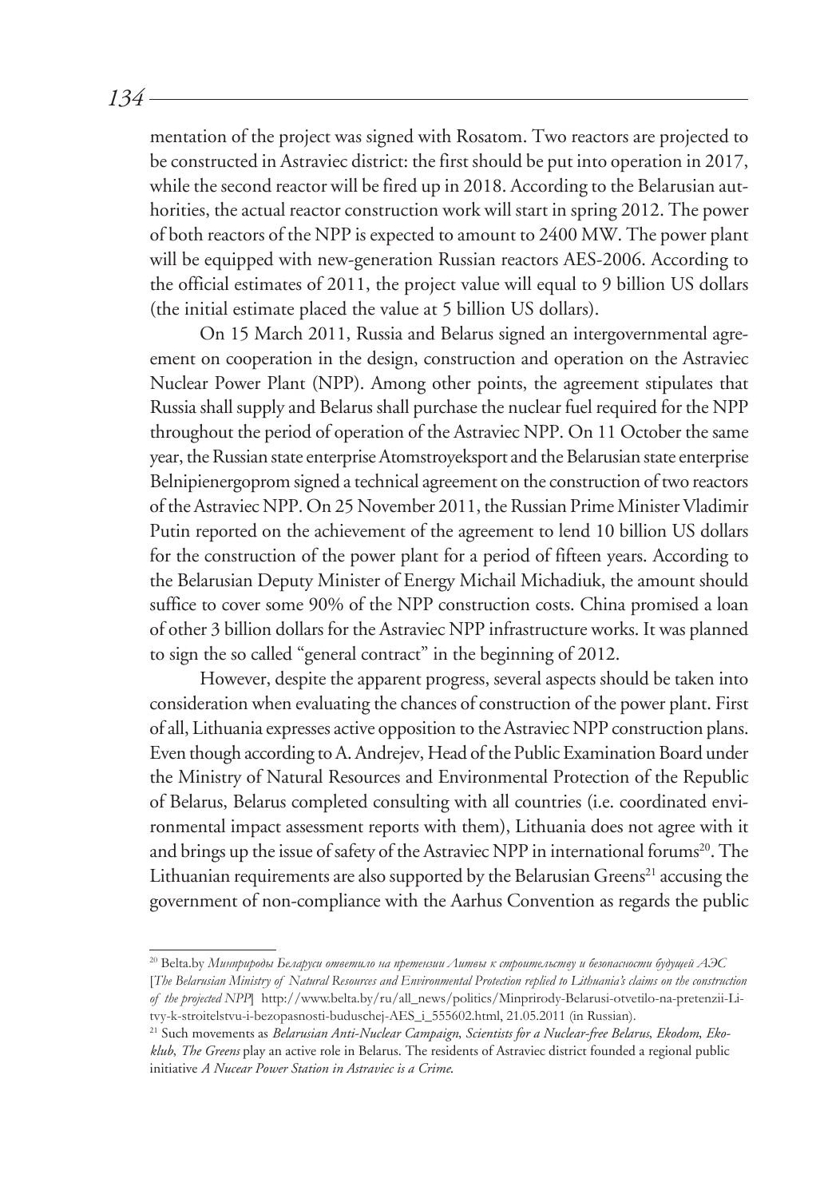mentation of the project was signed with Rosatom. Two reactors are projected to be constructed in Astraviec district: the first should be put into operation in 2017, while the second reactor will be fired up in 2018. According to the Belarusian authorities, the actual reactor construction work will start in spring 2012. The power of both reactors of the NPP is expected to amount to 2400 MW. The power plant will be equipped with new-generation Russian reactors AES-2006. According to the official estimates of 2011, the project value will equal to 9 billion US dollars (the initial estimate placed the value at 5 billion US dollars).

On 15 March 2011, Russia and Belarus signed an intergovernmental agreement on cooperation in the design, construction and operation on the Astraviec Nuclear Power Plant (NPP). Among other points, the agreement stipulates that Russia shall supply and Belarus shall purchase the nuclear fuel required for the NPP throughout the period of operation of the Astraviec NPP. On 11 October the same year, the Russian state enterprise Atomstroyeksport and the Belarusian state enterprise Belnipienergoprom signed a technical agreement on the construction of two reactors of the Astraviec NPP. On 25 November 2011, the Russian Prime Minister Vladimir Putin reported on the achievement of the agreement to lend 10 billion US dollars for the construction of the power plant for a period of fifteen years. According to the Belarusian Deputy Minister of Energy Michail Michadiuk, the amount should suffice to cover some 90% of the NPP construction costs. China promised a loan of other 3 billion dollars for the Astraviec NPP infrastructure works. It was planned to sign the so called "general contract" in the beginning of 2012.

However, despite the apparent progress, several aspects should be taken into consideration when evaluating the chances of construction of the power plant. First of all, Lithuania expresses active opposition to the Astraviec NPP construction plans. Even though according to A. Andrejev, Head of the Public Examination Board under the Ministry of Natural Resources and Environmental Protection of the Republic of Belarus, Belarus completed consulting with all countries (i.e. coordinated environmental impact assessment reports with them), Lithuania does not agree with it and brings up the issue of safety of the Astraviec NPP in international forums[20]. The Lithuanian requirements are also supported by the Belarusian Greens[21] accusing the government of non-compliance with the Aarhus Convention as regards the public

---

[20] Belta.by *Минприроды Беларуси ответило на претензии Литвы к строительству и безопасности будущей АЭС* [*The Belarusian Ministry of Natural Resources and Environmental Protection replied to Lithuania's claims on the construction of the projected NPP*] http://www.belta.by/ru/all_news/politics/Minprirody-Belarusi-otvetilo-na-pretenzii-Litvy-k-stroitelstvu-i-bezopasnosti-buduschej-AES_i_555602.html, 21.05.2011 (in Russian).

[21] Such movements as *Belarusian Anti-Nuclear Campaign*, *Scientists for a Nuclear-free Belarus*, *Ekodom*, *Ekoklub*, *The Greens* play an active role in Belarus. The residents of Astraviec district founded a regional public initiative *A Nucear Power Station in Astraviec is a Crime.*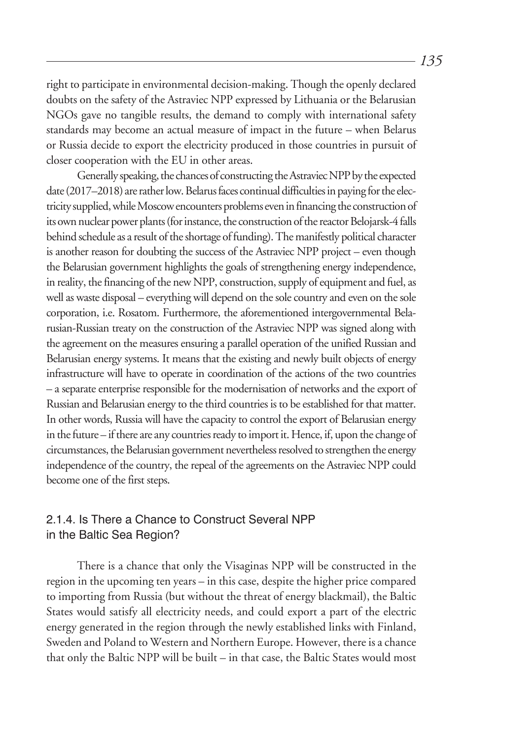right to participate in environmental decision-making. Though the openly declared doubts on the safety of the Astraviec NPP expressed by Lithuania or the Belarusian NGOs gave no tangible results, the demand to comply with international safety standards may become an actual measure of impact in the future – when Belarus or Russia decide to export the electricity produced in those countries in pursuit of closer cooperation with the EU in other areas.

Generally speaking, the chances of constructing the Astraviec NPP by the expected date (2017–2018) are rather low. Belarus faces continual difficulties in paying for the electricity supplied, while Moscow encounters problems even in financing the construction of its own nuclear power plants (for instance, the construction of the reactor Belojarsk-4 falls behind schedule as a result of the shortage of funding). The manifestly political character is another reason for doubting the success of the Astraviec NPP project – even though the Belarusian government highlights the goals of strengthening energy independence, in reality, the financing of the new NPP, construction, supply of equipment and fuel, as well as waste disposal – everything will depend on the sole country and even on the sole corporation, i.e. Rosatom. Furthermore, the aforementioned intergovernmental Belarusian-Russian treaty on the construction of the Astraviec NPP was signed along with the agreement on the measures ensuring a parallel operation of the unified Russian and Belarusian energy systems. It means that the existing and newly built objects of energy infrastructure will have to operate in coordination of the actions of the two countries – a separate enterprise responsible for the modernisation of networks and the export of Russian and Belarusian energy to the third countries is to be established for that matter. In other words, Russia will have the capacity to control the export of Belarusian energy in the future – if there are any countries ready to import it. Hence, if, upon the change of circumstances, the Belarusian government nevertheless resolved to strengthen the energy independence of the country, the repeal of the agreements on the Astraviec NPP could become one of the first steps.

### 2.1.4. Is There a Chance to Construct Several NPP in the Baltic Sea Region?

There is a chance that only the Visaginas NPP will be constructed in the region in the upcoming ten years – in this case, despite the higher price compared to importing from Russia (but without the threat of energy blackmail), the Baltic States would satisfy all electricity needs, and could export a part of the electric energy generated in the region through the newly established links with Finland, Sweden and Poland to Western and Northern Europe. However, there is a chance that only the Baltic NPP will be built – in that case, the Baltic States would most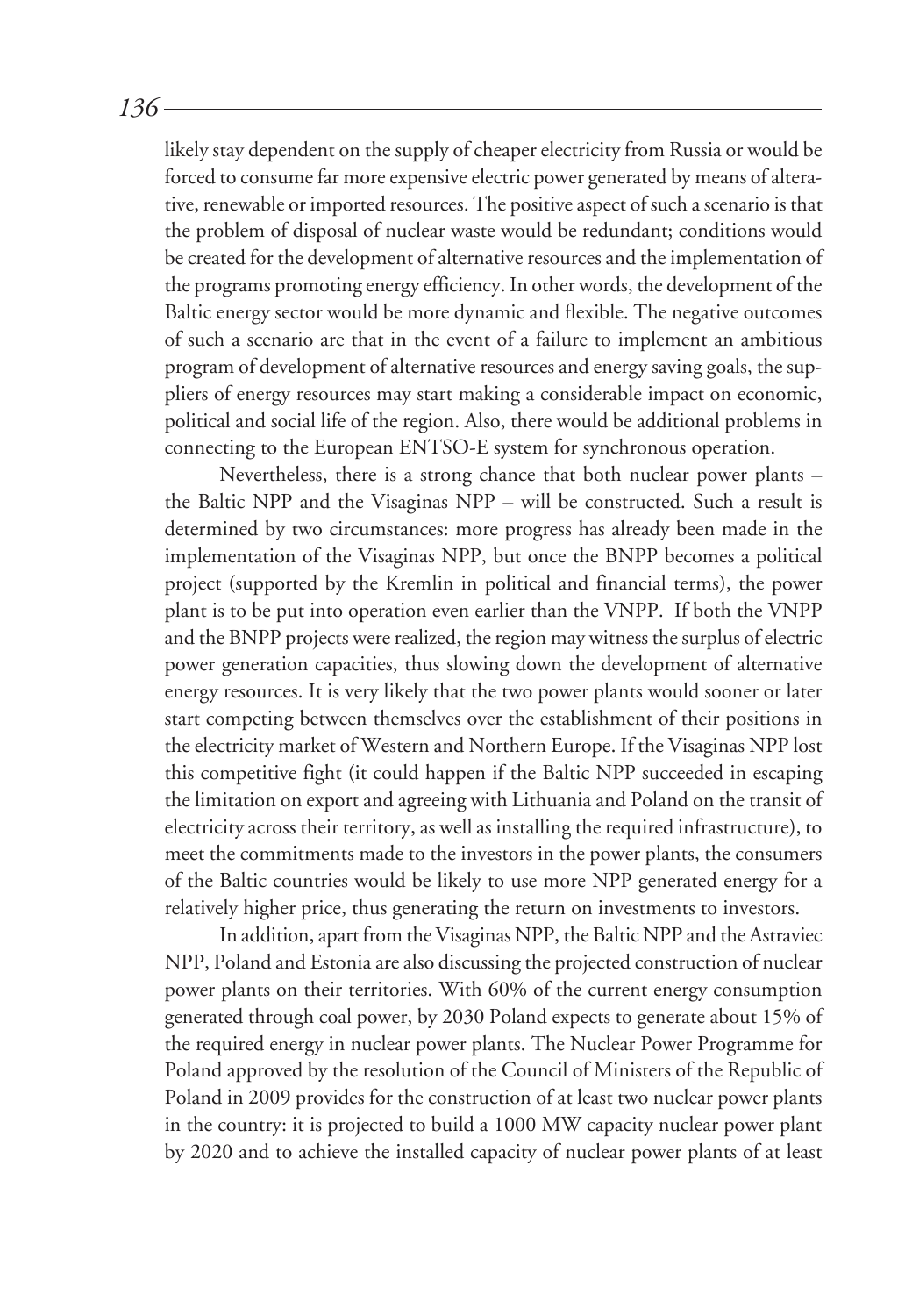likely stay dependent on the supply of cheaper electricity from Russia or would be forced to consume far more expensive electric power generated by means of alterative, renewable or imported resources. The positive aspect of such a scenario is that the problem of disposal of nuclear waste would be redundant; conditions would be created for the development of alternative resources and the implementation of the programs promoting energy efficiency. In other words, the development of the Baltic energy sector would be more dynamic and flexible. The negative outcomes of such a scenario are that in the event of a failure to implement an ambitious program of development of alternative resources and energy saving goals, the suppliers of energy resources may start making a considerable impact on economic, political and social life of the region. Also, there would be additional problems in connecting to the European ENTSO-E system for synchronous operation.

Nevertheless, there is a strong chance that both nuclear power plants – the Baltic NPP and the Visaginas NPP – will be constructed. Such a result is determined by two circumstances: more progress has already been made in the implementation of the Visaginas NPP, but once the BNPP becomes a political project (supported by the Kremlin in political and financial terms), the power plant is to be put into operation even earlier than the VNPP. If both the VNPP and the BNPP projects were realized, the region may witness the surplus of electric power generation capacities, thus slowing down the development of alternative energy resources. It is very likely that the two power plants would sooner or later start competing between themselves over the establishment of their positions in the electricity market of Western and Northern Europe. If the Visaginas NPP lost this competitive fight (it could happen if the Baltic NPP succeeded in escaping the limitation on export and agreeing with Lithuania and Poland on the transit of electricity across their territory, as well as installing the required infrastructure), to meet the commitments made to the investors in the power plants, the consumers of the Baltic countries would be likely to use more NPP generated energy for a relatively higher price, thus generating the return on investments to investors.

In addition, apart from the Visaginas NPP, the Baltic NPP and the Astraviec NPP, Poland and Estonia are also discussing the projected construction of nuclear power plants on their territories. With 60% of the current energy consumption generated through coal power, by 2030 Poland expects to generate about 15% of the required energy in nuclear power plants. The Nuclear Power Programme for Poland approved by the resolution of the Council of Ministers of the Republic of Poland in 2009 provides for the construction of at least two nuclear power plants in the country: it is projected to build a 1000 MW capacity nuclear power plant by 2020 and to achieve the installed capacity of nuclear power plants of at least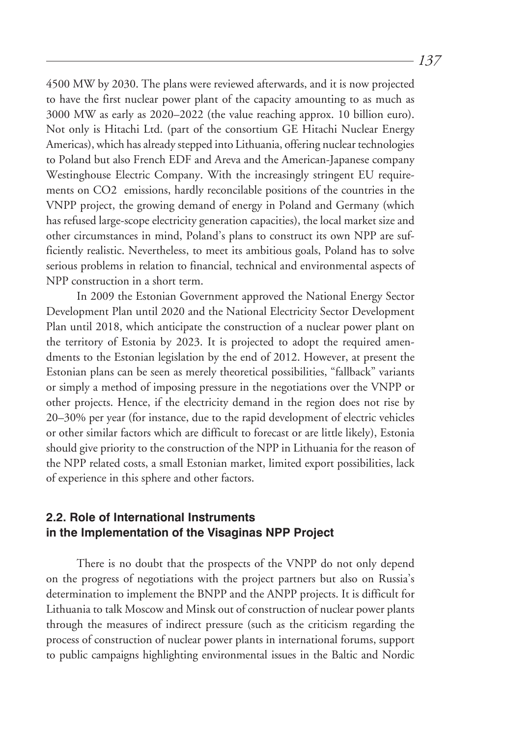4500 MW by 2030. The plans were reviewed afterwards, and it is now projected to have the first nuclear power plant of the capacity amounting to as much as 3000 MW as early as 2020–2022 (the value reaching approx. 10 billion euro). Not only is Hitachi Ltd. (part of the consortium GE Hitachi Nuclear Energy Americas), which has already stepped into Lithuania, offering nuclear technologies to Poland but also French EDF and Areva and the American-Japanese company Westinghouse Electric Company. With the increasingly stringent EU requirements on $CO_2$ emissions, hardly reconcilable positions of the countries in the VNPP project, the growing demand of energy in Poland and Germany (which has refused large-scope electricity generation capacities), the local market size and other circumstances in mind, Poland's plans to construct its own NPP are sufficiently realistic. Nevertheless, to meet its ambitious goals, Poland has to solve serious problems in relation to financial, technical and environmental aspects of NPP construction in a short term.

In 2009 the Estonian Government approved the National Energy Sector Development Plan until 2020 and the National Electricity Sector Development Plan until 2018, which anticipate the construction of a nuclear power plant on the territory of Estonia by 2023. It is projected to adopt the required amendments to the Estonian legislation by the end of 2012. However, at present the Estonian plans can be seen as merely theoretical possibilities, "fallback" variants or simply a method of imposing pressure in the negotiations over the VNPP or other projects. Hence, if the electricity demand in the region does not rise by 20–30% per year (for instance, due to the rapid development of electric vehicles or other similar factors which are difficult to forecast or are little likely), Estonia should give priority to the construction of the NPP in Lithuania for the reason of the NPP related costs, a small Estonian market, limited export possibilities, lack of experience in this sphere and other factors.

### 2.2. Role of International Instruments in the Implementation of the Visaginas NPP Project

There is no doubt that the prospects of the VNPP do not only depend on the progress of negotiations with the project partners but also on Russia's determination to implement the BNPP and the ANPP projects. It is difficult for Lithuania to talk Moscow and Minsk out of construction of nuclear power plants through the measures of indirect pressure (such as the criticism regarding the process of construction of nuclear power plants in international forums, support to public campaigns highlighting environmental issues in the Baltic and Nordic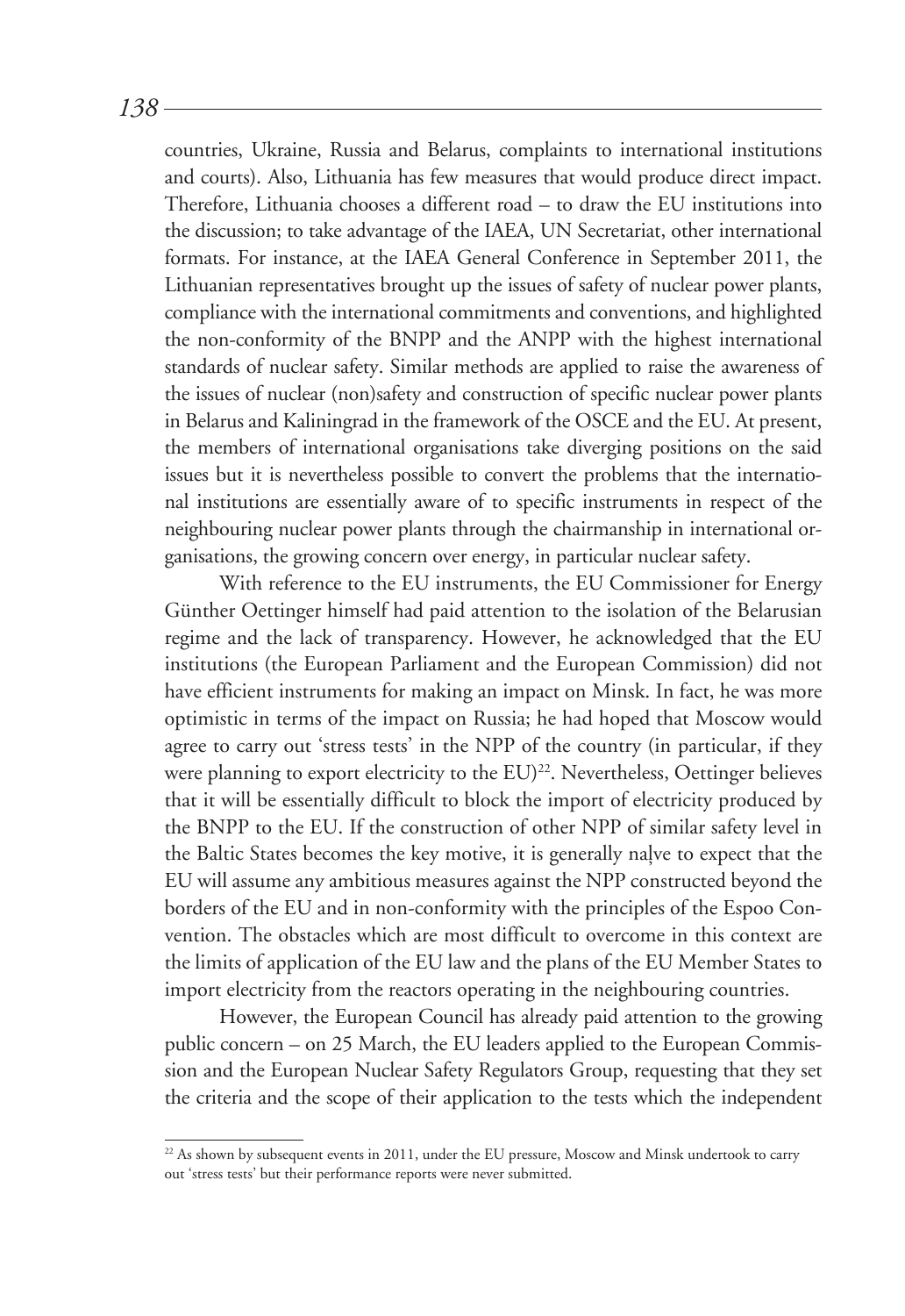countries, Ukraine, Russia and Belarus, complaints to international institutions and courts). Also, Lithuania has few measures that would produce direct impact. Therefore, Lithuania chooses a different road – to draw the EU institutions into the discussion; to take advantage of the IAEA, UN Secretariat, other international formats. For instance, at the IAEA General Conference in September 2011, the Lithuanian representatives brought up the issues of safety of nuclear power plants, compliance with the international commitments and conventions, and highlighted the non-conformity of the BNPP and the ANPP with the highest international standards of nuclear safety. Similar methods are applied to raise the awareness of the issues of nuclear (non)safety and construction of specific nuclear power plants in Belarus and Kaliningrad in the framework of the OSCE and the EU. At present, the members of international organisations take diverging positions on the said issues but it is nevertheless possible to convert the problems that the international institutions are essentially aware of to specific instruments in respect of the neighbouring nuclear power plants through the chairmanship in international organisations, the growing concern over energy, in particular nuclear safety.

With reference to the EU instruments, the EU Commissioner for Energy Günther Oettinger himself had paid attention to the isolation of the Belarusian regime and the lack of transparency. However, he acknowledged that the EU institutions (the European Parliament and the European Commission) did not have efficient instruments for making an impact on Minsk. In fact, he was more optimistic in terms of the impact on Russia; he had hoped that Moscow would agree to carry out 'stress tests' in the NPP of the country (in particular, if they were planning to export electricity to the EU)[22]. Nevertheless, Oettinger believes that it will be essentially difficult to block the import of electricity produced by the BNPP to the EU. If the construction of other NPP of similar safety level in the Baltic States becomes the key motive, it is generally naļve to expect that the EU will assume any ambitious measures against the NPP constructed beyond the borders of the EU and in non-conformity with the principles of the Espoo Convention. The obstacles which are most difficult to overcome in this context are the limits of application of the EU law and the plans of the EU Member States to import electricity from the reactors operating in the neighbouring countries.

However, the European Council has already paid attention to the growing public concern – on 25 March, the EU leaders applied to the European Commission and the European Nuclear Safety Regulators Group, requesting that they set the criteria and the scope of their application to the tests which the independent

[22] As shown by subsequent events in 2011, under the EU pressure, Moscow and Minsk undertook to carry out 'stress tests' but their performance reports were never submitted.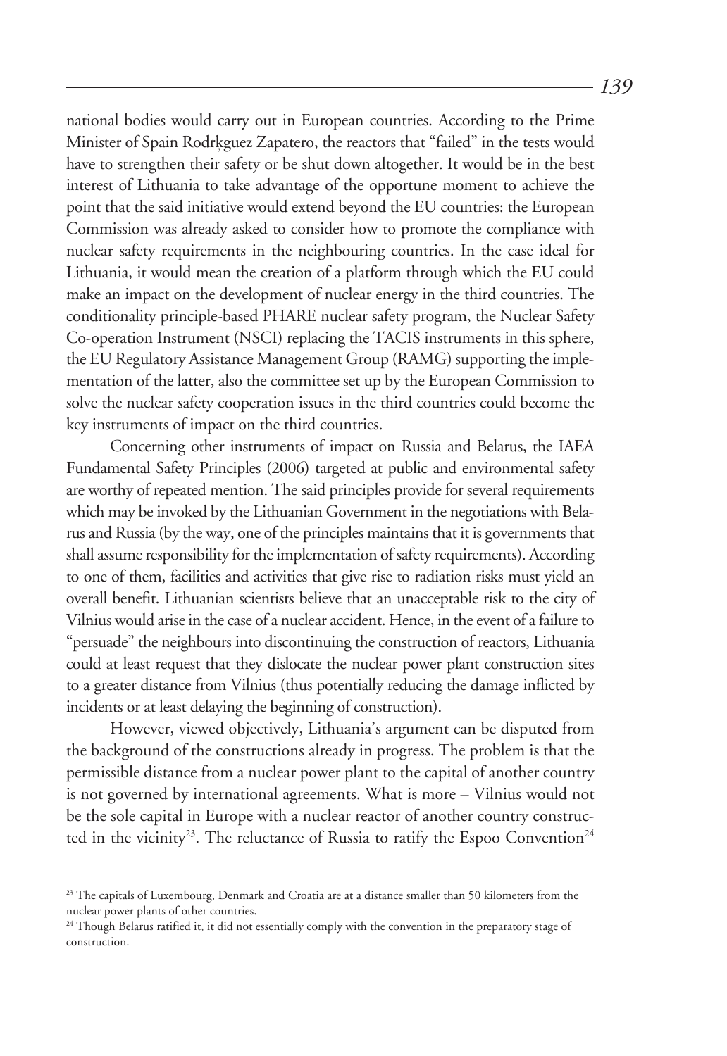national bodies would carry out in European countries. According to the Prime Minister of Spain Rodrķguez Zapatero, the reactors that "failed" in the tests would have to strengthen their safety or be shut down altogether. It would be in the best interest of Lithuania to take advantage of the opportune moment to achieve the point that the said initiative would extend beyond the EU countries: the European Commission was already asked to consider how to promote the compliance with nuclear safety requirements in the neighbouring countries. In the case ideal for Lithuania, it would mean the creation of a platform through which the EU could make an impact on the development of nuclear energy in the third countries. The conditionality principle-based PHARE nuclear safety program, the Nuclear Safety Co-operation Instrument (NSCI) replacing the TACIS instruments in this sphere, the EU Regulatory Assistance Management Group (RAMG) supporting the implementation of the latter, also the committee set up by the European Commission to solve the nuclear safety cooperation issues in the third countries could become the key instruments of impact on the third countries.

Concerning other instruments of impact on Russia and Belarus, the IAEA Fundamental Safety Principles (2006) targeted at public and environmental safety are worthy of repeated mention. The said principles provide for several requirements which may be invoked by the Lithuanian Government in the negotiations with Belarus and Russia (by the way, one of the principles maintains that it is governments that shall assume responsibility for the implementation of safety requirements). According to one of them, facilities and activities that give rise to radiation risks must yield an overall benefit. Lithuanian scientists believe that an unacceptable risk to the city of Vilnius would arise in the case of a nuclear accident. Hence, in the event of a failure to "persuade" the neighbours into discontinuing the construction of reactors, Lithuania could at least request that they dislocate the nuclear power plant construction sites to a greater distance from Vilnius (thus potentially reducing the damage inflicted by incidents or at least delaying the beginning of construction).

However, viewed objectively, Lithuania's argument can be disputed from the background of the constructions already in progress. The problem is that the permissible distance from a nuclear power plant to the capital of another country is not governed by international agreements. What is more – Vilnius would not be the sole capital in Europe with a nuclear reactor of another country constructed in the vicinity[23]. The reluctance of Russia to ratify the Espoo Convention[24]

---

[23] The capitals of Luxembourg, Denmark and Croatia are at a distance smaller than 50 kilometers from the nuclear power plants of other countries.

[24] Though Belarus ratified it, it did not essentially comply with the convention in the preparatory stage of construction.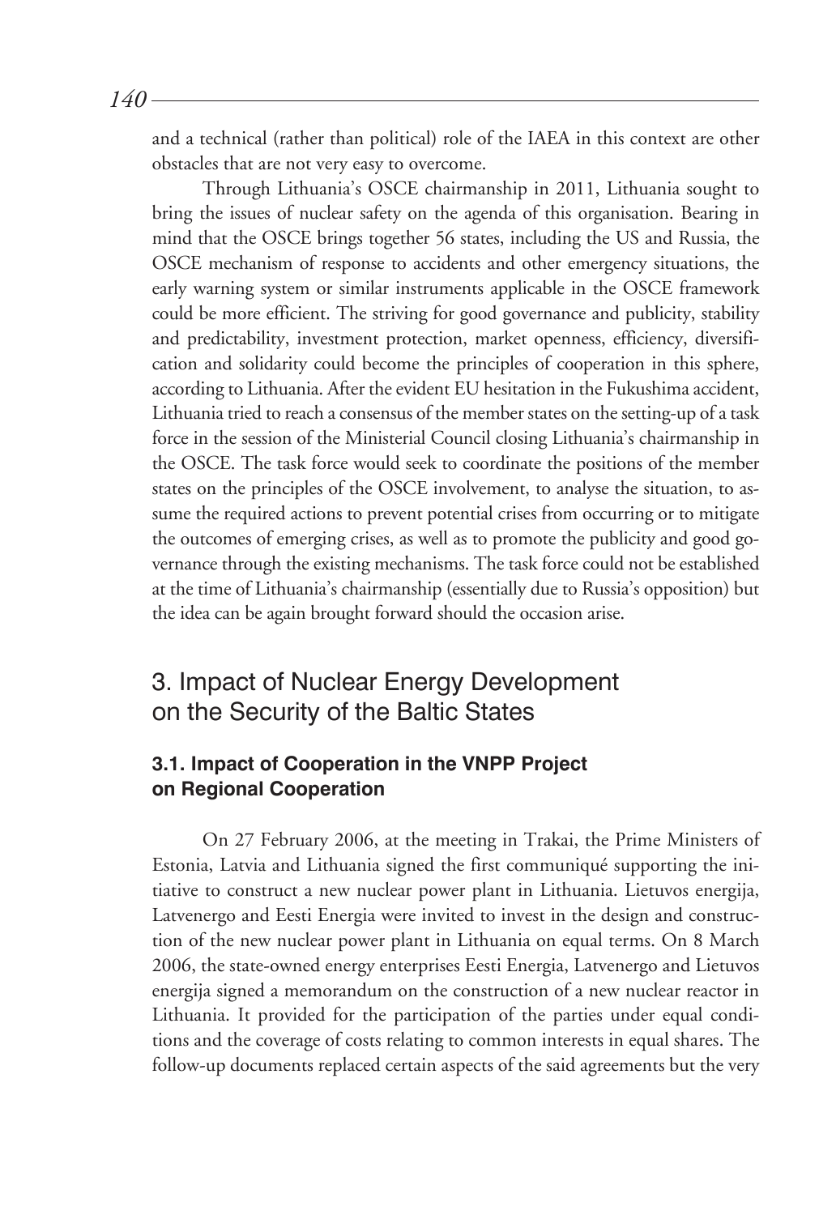and a technical (rather than political) role of the IAEA in this context are other obstacles that are not very easy to overcome.

Through Lithuania's OSCE chairmanship in 2011, Lithuania sought to bring the issues of nuclear safety on the agenda of this organisation. Bearing in mind that the OSCE brings together 56 states, including the US and Russia, the OSCE mechanism of response to accidents and other emergency situations, the early warning system or similar instruments applicable in the OSCE framework could be more efficient. The striving for good governance and publicity, stability and predictability, investment protection, market openness, efficiency, diversification and solidarity could become the principles of cooperation in this sphere, according to Lithuania. After the evident EU hesitation in the Fukushima accident, Lithuania tried to reach a consensus of the member states on the setting-up of a task force in the session of the Ministerial Council closing Lithuania's chairmanship in the OSCE. The task force would seek to coordinate the positions of the member states on the principles of the OSCE involvement, to analyse the situation, to assume the required actions to prevent potential crises from occurring or to mitigate the outcomes of emerging crises, as well as to promote the publicity and good governance through the existing mechanisms. The task force could not be established at the time of Lithuania's chairmanship (essentially due to Russia's opposition) but the idea can be again brought forward should the occasion arise.

## 3. Impact of Nuclear Energy Development on the Security of the Baltic States

### 3.1. Impact of Cooperation in the VNPP Project on Regional Cooperation

On 27 February 2006, at the meeting in Trakai, the Prime Ministers of Estonia, Latvia and Lithuania signed the first communiqué supporting the initiative to construct a new nuclear power plant in Lithuania. Lietuvos energija, Latvenergo and Eesti Energia were invited to invest in the design and construction of the new nuclear power plant in Lithuania on equal terms. On 8 March 2006, the state-owned energy enterprises Eesti Energia, Latvenergo and Lietuvos energija signed a memorandum on the construction of a new nuclear reactor in Lithuania. It provided for the participation of the parties under equal conditions and the coverage of costs relating to common interests in equal shares. The follow-up documents replaced certain aspects of the said agreements but the very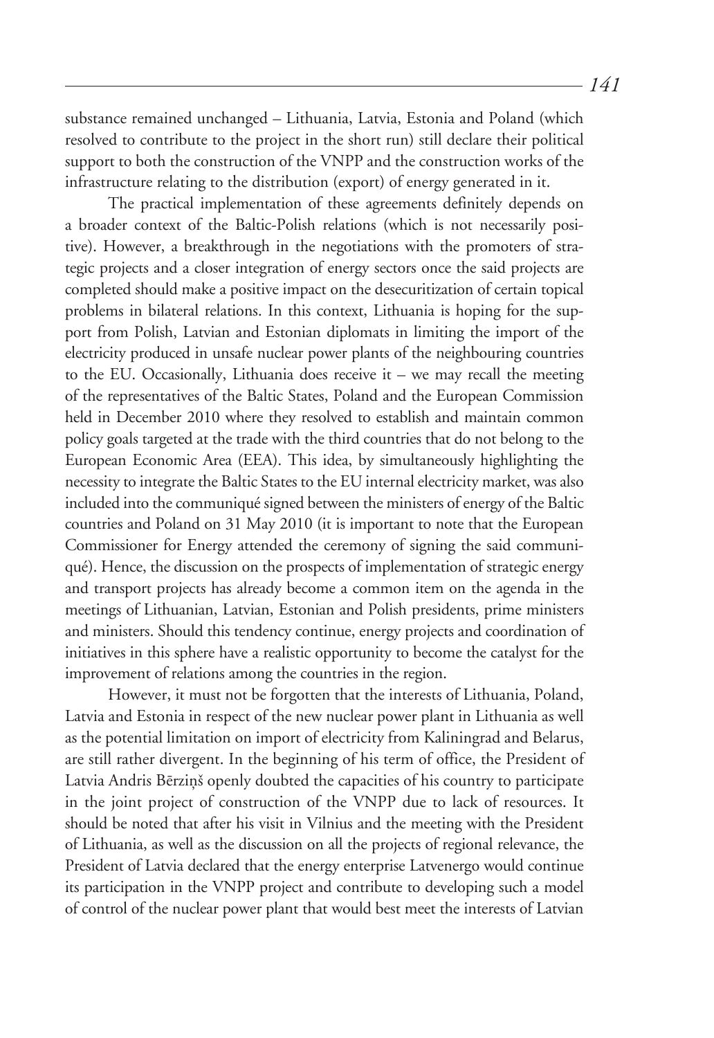substance remained unchanged – Lithuania, Latvia, Estonia and Poland (which resolved to contribute to the project in the short run) still declare their political support to both the construction of the VNPP and the construction works of the infrastructure relating to the distribution (export) of energy generated in it.

The practical implementation of these agreements definitely depends on a broader context of the Baltic-Polish relations (which is not necessarily positive). However, a breakthrough in the negotiations with the promoters of strategic projects and a closer integration of energy sectors once the said projects are completed should make a positive impact on the desecuritization of certain topical problems in bilateral relations. In this context, Lithuania is hoping for the support from Polish, Latvian and Estonian diplomats in limiting the import of the electricity produced in unsafe nuclear power plants of the neighbouring countries to the EU. Occasionally, Lithuania does receive it – we may recall the meeting of the representatives of the Baltic States, Poland and the European Commission held in December 2010 where they resolved to establish and maintain common policy goals targeted at the trade with the third countries that do not belong to the European Economic Area (EEA). This idea, by simultaneously highlighting the necessity to integrate the Baltic States to the EU internal electricity market, was also included into the communiqué signed between the ministers of energy of the Baltic countries and Poland on 31 May 2010 (it is important to note that the European Commissioner for Energy attended the ceremony of signing the said communiqué). Hence, the discussion on the prospects of implementation of strategic energy and transport projects has already become a common item on the agenda in the meetings of Lithuanian, Latvian, Estonian and Polish presidents, prime ministers and ministers. Should this tendency continue, energy projects and coordination of initiatives in this sphere have a realistic opportunity to become the catalyst for the improvement of relations among the countries in the region.

However, it must not be forgotten that the interests of Lithuania, Poland, Latvia and Estonia in respect of the new nuclear power plant in Lithuania as well as the potential limitation on import of electricity from Kaliningrad and Belarus, are still rather divergent. In the beginning of his term of office, the President of Latvia Andris Bērziņš openly doubted the capacities of his country to participate in the joint project of construction of the VNPP due to lack of resources. It should be noted that after his visit in Vilnius and the meeting with the President of Lithuania, as well as the discussion on all the projects of regional relevance, the President of Latvia declared that the energy enterprise Latvenergo would continue its participation in the VNPP project and contribute to developing such a model of control of the nuclear power plant that would best meet the interests of Latvian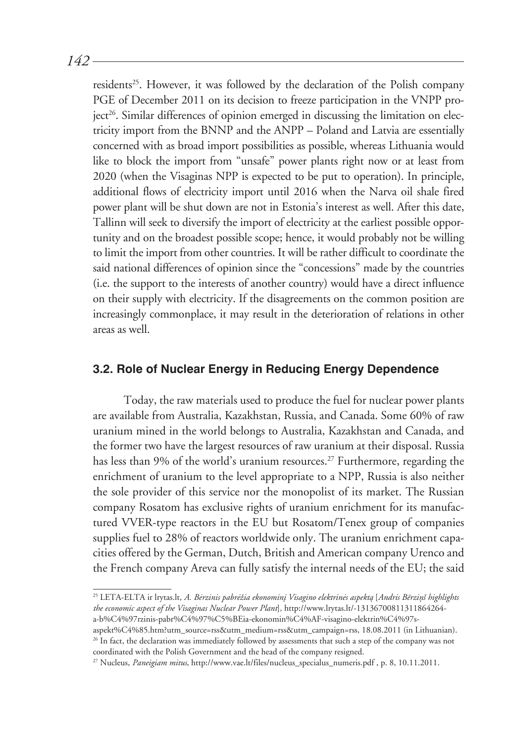residents[25]. However, it was followed by the declaration of the Polish company PGE of December 2011 on its decision to freeze participation in the VNPP project[26]. Similar differences of opinion emerged in discussing the limitation on electricity import from the BNNP and the ANPP – Poland and Latvia are essentially concerned with as broad import possibilities as possible, whereas Lithuania would like to block the import from "unsafe" power plants right now or at least from 2020 (when the Visaginas NPP is expected to be put to operation). In principle, additional flows of electricity import until 2016 when the Narva oil shale fired power plant will be shut down are not in Estonia's interest as well. After this date, Tallinn will seek to diversify the import of electricity at the earliest possible opportunity and on the broadest possible scope; hence, it would probably not be willing to limit the import from other countries. It will be rather difficult to coordinate the said national differences of opinion since the "concessions" made by the countries (i.e. the support to the interests of another country) would have a direct influence on their supply with electricity. If the disagreements on the common position are increasingly commonplace, it may result in the deterioration of relations in other areas as well.

### 3.2. Role of Nuclear Energy in Reducing Energy Dependence

Today, the raw materials used to produce the fuel for nuclear power plants are available from Australia, Kazakhstan, Russia, and Canada. Some 60% of raw uranium mined in the world belongs to Australia, Kazakhstan and Canada, and the former two have the largest resources of raw uranium at their disposal. Russia has less than 9% of the world's uranium resources.[27] Furthermore, regarding the enrichment of uranium to the level appropriate to a NPP, Russia is also neither the sole provider of this service nor the monopolist of its market. The Russian company Rosatom has exclusive rights of uranium enrichment for its manufactured VVER-type reactors in the EU but Rosatom/Tenex group of companies supplies fuel to 28% of reactors worldwide only. The uranium enrichment capacities offered by the German, Dutch, British and American company Urenco and the French company Areva can fully satisfy the internal needs of the EU; the said

---

[25] LETA-ELTA ir lrytas.lt, *A. Bėrzinis pabrėžia ekonominį Visagino elektrinės aspektą* [*Andris Bērziņš highlights the economic aspect of the Visaginas Nuclear Power Plant*], http://www.lrytas.lt/-13136700811311864264-a-b%C4%97rzinis-pabr%C4%97%C5%BEia-ekonomin%C4%AF-visagino-elektrin%C4%97s-aspekt%C4%85.htm?utm_source=rss&utm_medium=rss&utm_campaign=rss, 18.08.2011 (in Lithuanian).

[26] In fact, the declaration was immediately followed by assessments that such a step of the company was not coordinated with the Polish Government and the head of the company resigned.

[27] Nucleus, *Paneigiam mitus*, http://www.vae.lt/files/nucleus_specialus_numeris.pdf , p. 8, 10.11.2011.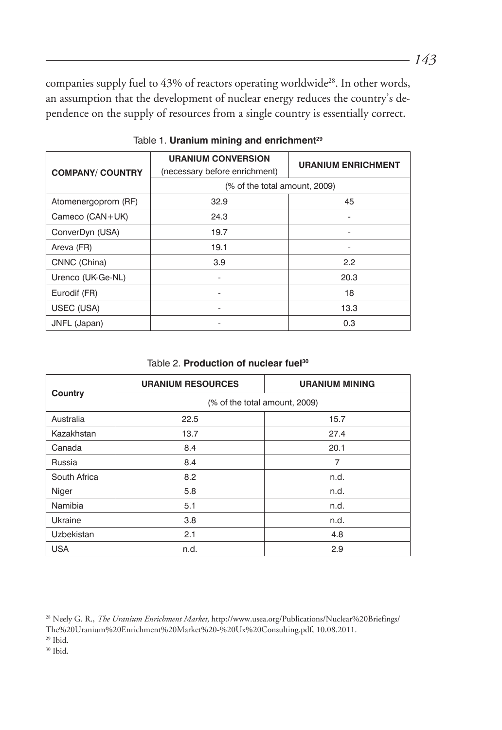companies supply fuel to 43% of reactors operating worldwide[28]. In other words, an assumption that the development of nuclear energy reduces the country's dependence on the supply of resources from a single country is essentially correct.

Table 1. **Uranium mining and enrichment**[29]

| COMPANY/ COUNTRY | URANIUM CONVERSION (necessary before enrichment) | URANIUM ENRICHMENT |
|---|---|---|
| | (% of the total amount, 2009) | |
| Atomenergoprom (RF) | 32.9 | 45 |
| Cameco (CAN+UK) | 24.3 | - |
| ConverDyn (USA) | 19.7 | - |
| Areva (FR) | 19.1 | - |
| CNNC (China) | 3.9 | 2.2 |
| Urenco (UK-Ge-NL) | - | 20.3 |
| Eurodif (FR) | - | 18 |
| USEC (USA) | - | 13.3 |
| JNFL (Japan) | - | 0.3 |

Table 2. **Production of nuclear fuel**[30]

| Country | URANIUM RESOURCES | URANIUM MINING |
|---|---|---|
| | (% of the total amount, 2009) | |
| Australia | 22.5 | 15.7 |
| Kazakhstan | 13.7 | 27.4 |
| Canada | 8.4 | 20.1 |
| Russia | 8.4 | 7 |
| South Africa | 8.2 | n.d. |
| Niger | 5.8 | n.d. |
| Namibia | 5.1 | n.d. |
| Ukraine | 3.8 | n.d. |
| Uzbekistan | 2.1 | 4.8 |
| USA | n.d. | 2.9 |

[28] Neely G. R., *The Uranium Enrichment Market,* http://www.usea.org/Publications/Nuclear%20Briefings/The%20Uranium%20Enrichment%20Market%20-%20Ux%20Consulting.pdf, 10.08.2011.

[29] Ibid.

[30] Ibid.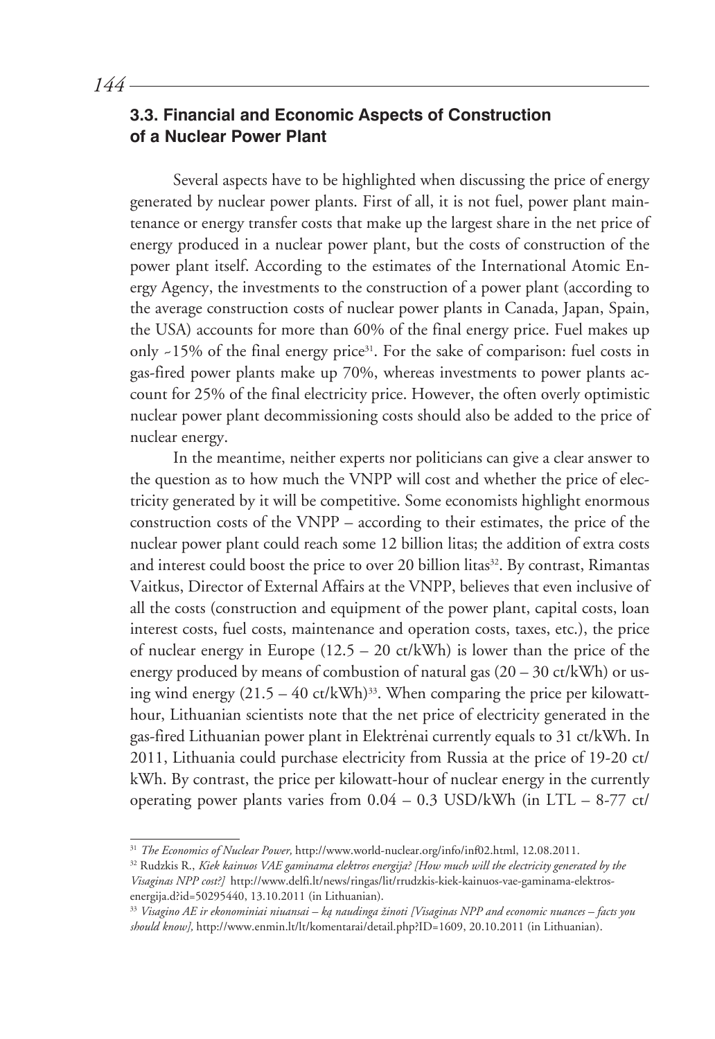## 3.3. Financial and Economic Aspects of Construction of a Nuclear Power Plant

Several aspects have to be highlighted when discussing the price of energy generated by nuclear power plants. First of all, it is not fuel, power plant maintenance or energy transfer costs that make up the largest share in the net price of energy produced in a nuclear power plant, but the costs of construction of the power plant itself. According to the estimates of the International Atomic Energy Agency, the investments to the construction of a power plant (according to the average construction costs of nuclear power plants in Canada, Japan, Spain, the USA) accounts for more than 60% of the final energy price. Fuel makes up only ~15% of the final energy price[31]. For the sake of comparison: fuel costs in gas-fired power plants make up 70%, whereas investments to power plants account for 25% of the final electricity price. However, the often overly optimistic nuclear power plant decommissioning costs should also be added to the price of nuclear energy.

In the meantime, neither experts nor politicians can give a clear answer to the question as to how much the VNPP will cost and whether the price of electricity generated by it will be competitive. Some economists highlight enormous construction costs of the VNPP – according to their estimates, the price of the nuclear power plant could reach some 12 billion litas; the addition of extra costs and interest could boost the price to over 20 billion litas[32]. By contrast, Rimantas Vaitkus, Director of External Affairs at the VNPP, believes that even inclusive of all the costs (construction and equipment of the power plant, capital costs, loan interest costs, fuel costs, maintenance and operation costs, taxes, etc.), the price of nuclear energy in Europe (12.5 – 20 ct/kWh) is lower than the price of the energy produced by means of combustion of natural gas (20 – 30 ct/kWh) or using wind energy (21.5 – 40 ct/kWh)[33]. When comparing the price per kilowatt-hour, Lithuanian scientists note that the net price of electricity generated in the gas-fired Lithuanian power plant in Elektrėnai currently equals to 31 ct/kWh. In 2011, Lithuania could purchase electricity from Russia at the price of 19-20 ct/kWh. By contrast, the price per kilowatt-hour of nuclear energy in the currently operating power plants varies from 0.04 – 0.3 USD/kWh (in LTL – 8-77 ct/

---

[31] *The Economics of Nuclear Power,* http://www.world-nuclear.org/info/inf02.html, 12.08.2011.

[32] Rudzkis R., *Kiek kainuos VAE gaminama elektros energija? [How much will the electricity generated by the Visaginas NPP cost?]* http://www.delfi.lt/news/ringas/lit/rrudzkis-kiek-kainuos-vae-gaminama-elektros-energija.d?id=50295440, 13.10.2011 (in Lithuanian).

[33] *Visagino AE ir ekonominiai niuansai – ką naudinga žinoti [Visaginas NPP and economic nuances – facts you should know],* http://www.enmin.lt/lt/komentarai/detail.php?ID=1609, 20.10.2011 (in Lithuanian).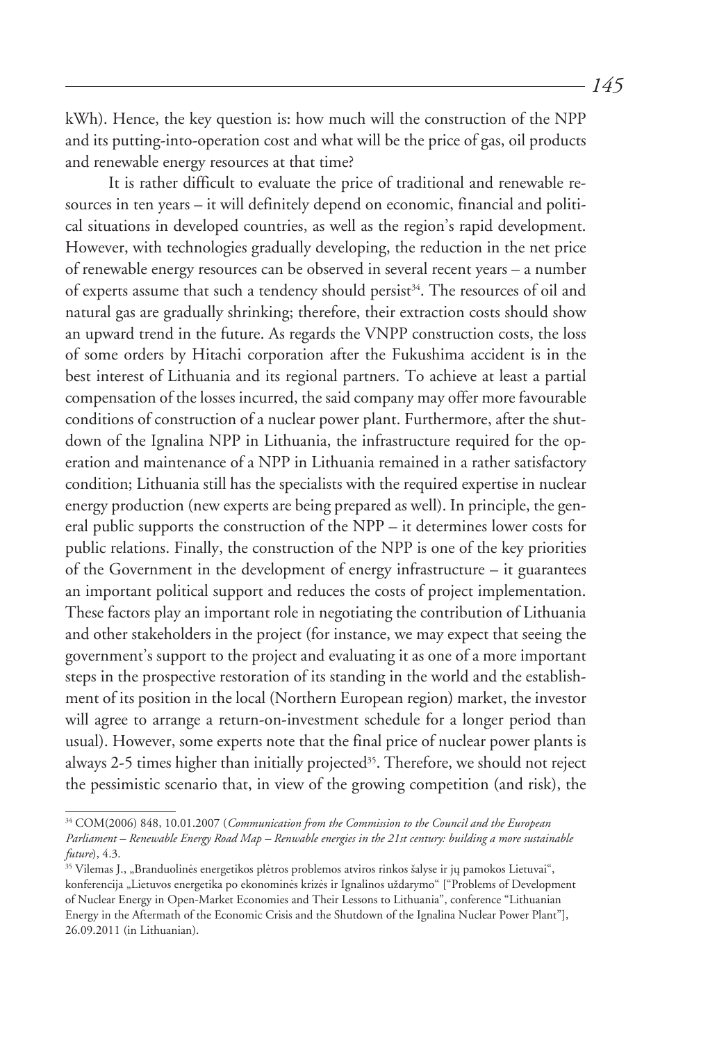kWh). Hence, the key question is: how much will the construction of the NPP and its putting-into-operation cost and what will be the price of gas, oil products and renewable energy resources at that time?

It is rather difficult to evaluate the price of traditional and renewable resources in ten years – it will definitely depend on economic, financial and political situations in developed countries, as well as the region's rapid development. However, with technologies gradually developing, the reduction in the net price of renewable energy resources can be observed in several recent years – a number of experts assume that such a tendency should persist[34]. The resources of oil and natural gas are gradually shrinking; therefore, their extraction costs should show an upward trend in the future. As regards the VNPP construction costs, the loss of some orders by Hitachi corporation after the Fukushima accident is in the best interest of Lithuania and its regional partners. To achieve at least a partial compensation of the losses incurred, the said company may offer more favourable conditions of construction of a nuclear power plant. Furthermore, after the shutdown of the Ignalina NPP in Lithuania, the infrastructure required for the operation and maintenance of a NPP in Lithuania remained in a rather satisfactory condition; Lithuania still has the specialists with the required expertise in nuclear energy production (new experts are being prepared as well). In principle, the general public supports the construction of the NPP – it determines lower costs for public relations. Finally, the construction of the NPP is one of the key priorities of the Government in the development of energy infrastructure – it guarantees an important political support and reduces the costs of project implementation. These factors play an important role in negotiating the contribution of Lithuania and other stakeholders in the project (for instance, we may expect that seeing the government's support to the project and evaluating it as one of a more important steps in the prospective restoration of its standing in the world and the establishment of its position in the local (Northern European region) market, the investor will agree to arrange a return-on-investment schedule for a longer period than usual). However, some experts note that the final price of nuclear power plants is always 2-5 times higher than initially projected[35]. Therefore, we should not reject the pessimistic scenario that, in view of the growing competition (and risk), the

---

[34] COM(2006) 848, 10.01.2007 (*Communication from the Commission to the Council and the European Parliament – Renewable Energy Road Map – Renwable energies in the 21st century: building a more sustainable future*), 4.3.

[35] Vilemas J., „Branduolinės energetikos plėtros problemos atviros rinkos šalyse ir jų pamokos Lietuvai", konferencija „Lietuvos energetika po ekonominės krizės ir Ignalinos uždarymo" ["Problems of Development of Nuclear Energy in Open-Market Economies and Their Lessons to Lithuania", conference "Lithuanian Energy in the Aftermath of the Economic Crisis and the Shutdown of the Ignalina Nuclear Power Plant"], 26.09.2011 (in Lithuanian).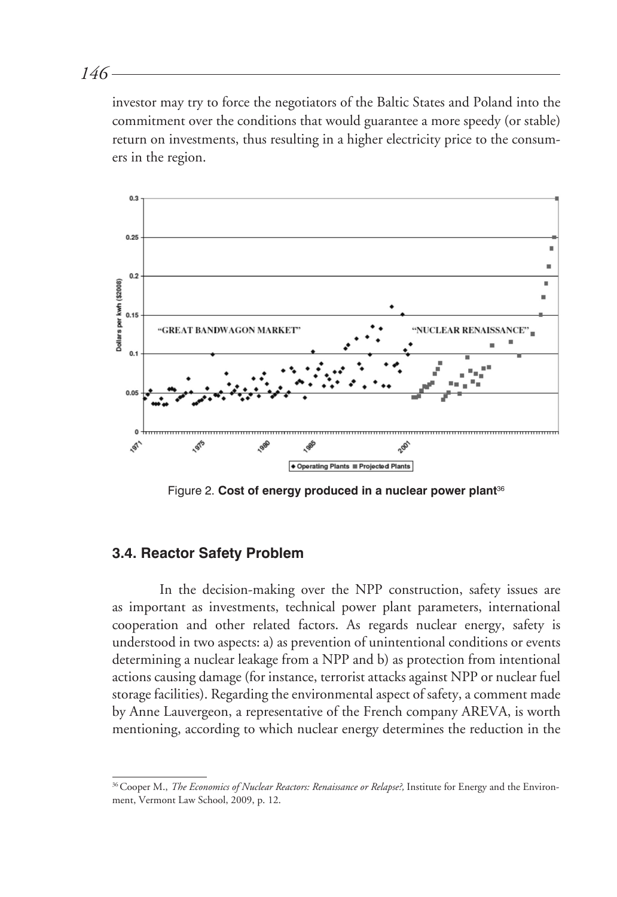investor may try to force the negotiators of the Baltic States and Poland into the commitment over the conditions that would guarantee a more speedy (or stable) return on investments, thus resulting in a higher electricity price to the consumers in the region.

Figure 2. **Cost of energy produced in a nuclear power plant**[36]

### 3.4. Reactor Safety Problem

In the decision-making over the NPP construction, safety issues are as important as investments, technical power plant parameters, international cooperation and other related factors. As regards nuclear energy, safety is understood in two aspects: a) as prevention of unintentional conditions or events determining a nuclear leakage from a NPP and b) as protection from intentional actions causing damage (for instance, terrorist attacks against NPP or nuclear fuel storage facilities). Regarding the environmental aspect of safety, a comment made by Anne Lauvergeon, a representative of the French company AREVA, is worth mentioning, according to which nuclear energy determines the reduction in the

---

[36] Cooper M., *The Economics of Nuclear Reactors: Renaissance or Relapse?,* Institute for Energy and the Environment, Vermont Law School, 2009, p. 12.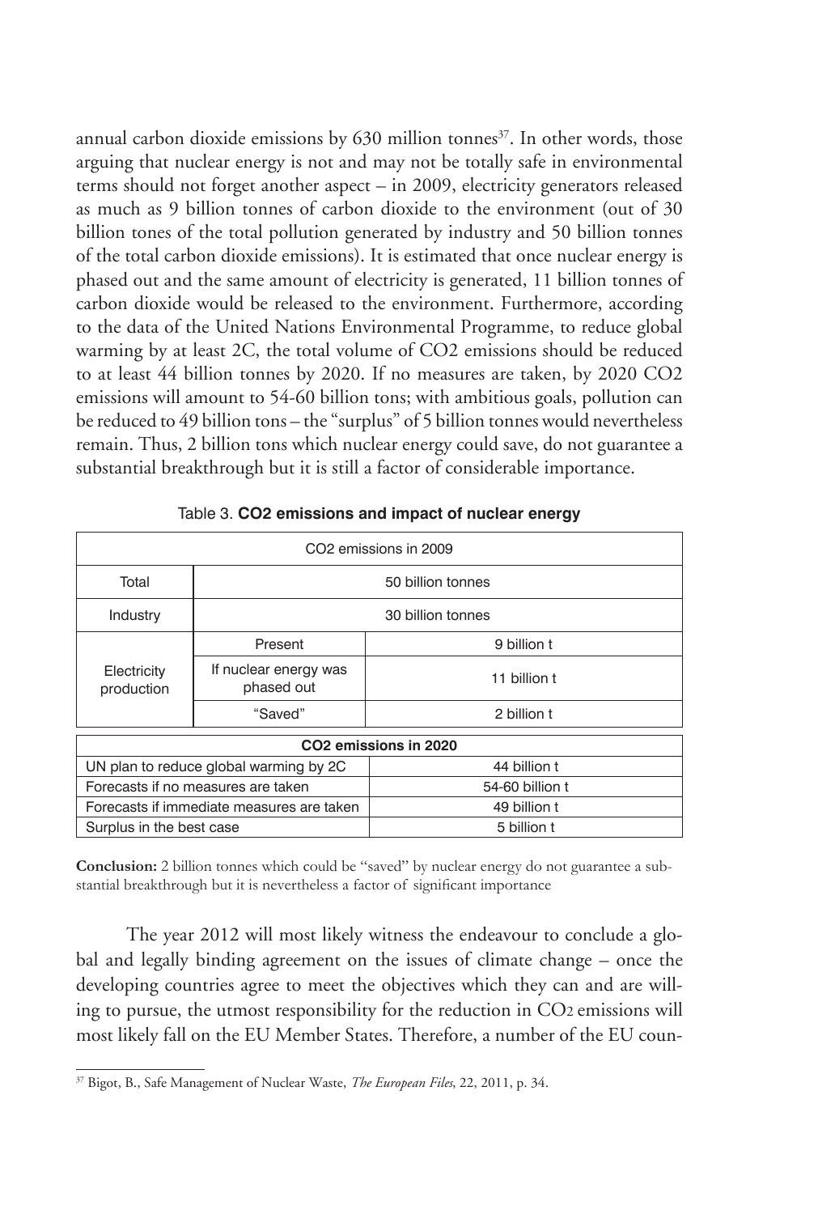annual carbon dioxide emissions by 630 million tonnes[37]. In other words, those arguing that nuclear energy is not and may not be totally safe in environmental terms should not forget another aspect – in 2009, electricity generators released as much as 9 billion tonnes of carbon dioxide to the environment (out of 30 billion tones of the total pollution generated by industry and 50 billion tonnes of the total carbon dioxide emissions). It is estimated that once nuclear energy is phased out and the same amount of electricity is generated, 11 billion tonnes of carbon dioxide would be released to the environment. Furthermore, according to the data of the United Nations Environmental Programme, to reduce global warming by at least 2C, the total volume of CO2 emissions should be reduced to at least 44 billion tonnes by 2020. If no measures are taken, by 2020 CO2 emissions will amount to 54-60 billion tons; with ambitious goals, pollution can be reduced to 49 billion tons – the "surplus" of 5 billion tonnes would nevertheless remain. Thus, 2 billion tons which nuclear energy could save, do not guarantee a substantial breakthrough but it is still a factor of considerable importance.

Table 3. **CO2 emissions and impact of nuclear energy**

| CO2 emissions in 2009 | | |
|---|---|---|
| Total | 50 billion tonnes | |
| Industry | 30 billion tonnes | |
| Electricity production | Present | 9 billion t |
| | If nuclear energy was phased out | 11 billion t |
| | "Saved" | 2 billion t |

| **CO2 emissions in 2020** | |
|---|---|
| UN plan to reduce global warming by 2C | 44 billion t |
| Forecasts if no measures are taken | 54-60 billion t |
| Forecasts if immediate measures are taken | 49 billion t |
| Surplus in the best case | 5 billion t |

**Conclusion:** 2 billion tonnes which could be "saved" by nuclear energy do not guarantee a substantial breakthrough but it is nevertheless a factor of significant importance

The year 2012 will most likely witness the endeavour to conclude a global and legally binding agreement on the issues of climate change – once the developing countries agree to meet the objectives which they can and are willing to pursue, the utmost responsibility for the reduction in $CO_2$ emissions will most likely fall on the EU Member States. Therefore, a number of the EU coun-

[37] Bigot, B., Safe Management of Nuclear Waste, *The European Files*, 22, 2011, p. 34.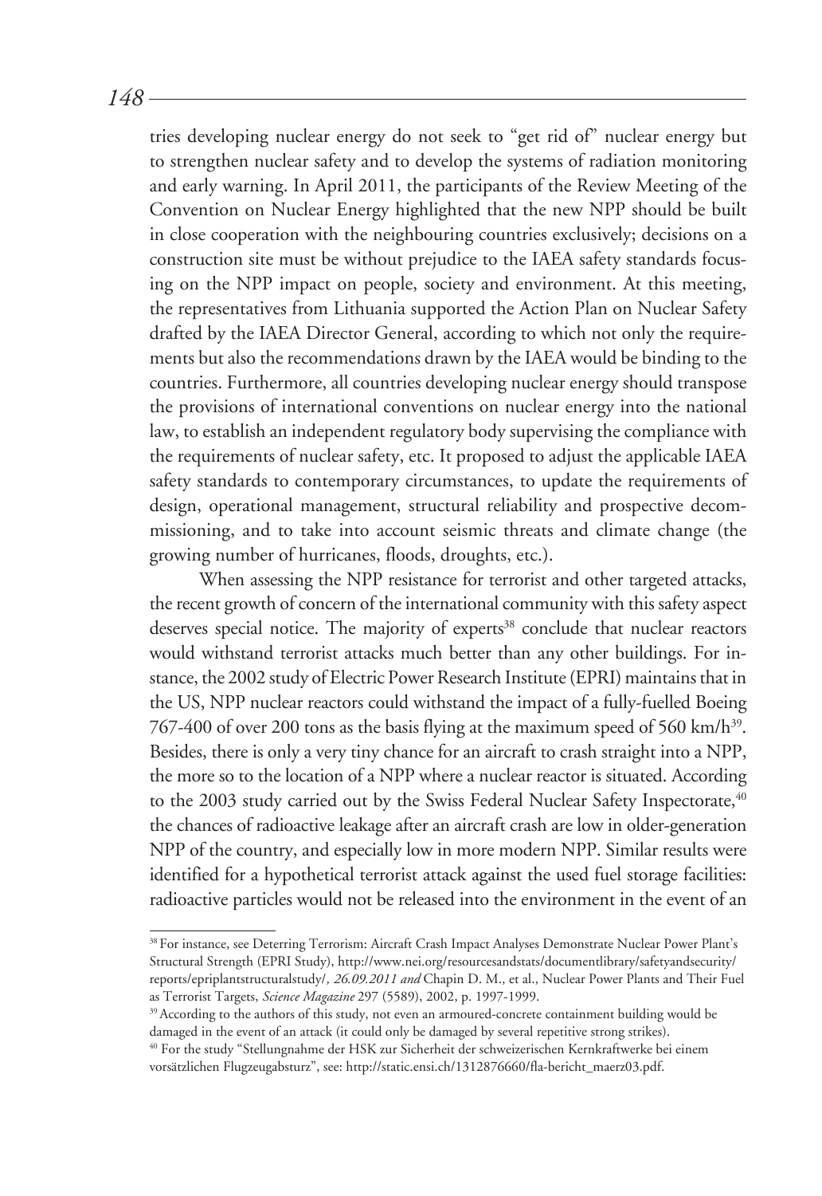tries developing nuclear energy do not seek to "get rid of" nuclear energy but to strengthen nuclear safety and to develop the systems of radiation monitoring and early warning. In April 2011, the participants of the Review Meeting of the Convention on Nuclear Energy highlighted that the new NPP should be built in close cooperation with the neighbouring countries exclusively; decisions on a construction site must be without prejudice to the IAEA safety standards focusing on the NPP impact on people, society and environment. At this meeting, the representatives from Lithuania supported the Action Plan on Nuclear Safety drafted by the IAEA Director General, according to which not only the requirements but also the recommendations drawn by the IAEA would be binding to the countries. Furthermore, all countries developing nuclear energy should transpose the provisions of international conventions on nuclear energy into the national law, to establish an independent regulatory body supervising the compliance with the requirements of nuclear safety, etc. It proposed to adjust the applicable IAEA safety standards to contemporary circumstances, to update the requirements of design, operational management, structural reliability and prospective decommissioning, and to take into account seismic threats and climate change (the growing number of hurricanes, floods, droughts, etc.).

When assessing the NPP resistance for terrorist and other targeted attacks, the recent growth of concern of the international community with this safety aspect deserves special notice. The majority of experts[38] conclude that nuclear reactors would withstand terrorist attacks much better than any other buildings. For instance, the 2002 study of Electric Power Research Institute (EPRI) maintains that in the US, NPP nuclear reactors could withstand the impact of a fully-fuelled Boeing 767-400 of over 200 tons as the basis flying at the maximum speed of 560 km/h[39]. Besides, there is only a very tiny chance for an aircraft to crash straight into a NPP, the more so to the location of a NPP where a nuclear reactor is situated. According to the 2003 study carried out by the Swiss Federal Nuclear Safety Inspectorate,[40] the chances of radioactive leakage after an aircraft crash are low in older-generation NPP of the country, and especially low in more modern NPP. Similar results were identified for a hypothetical terrorist attack against the used fuel storage facilities: radioactive particles would not be released into the environment in the event of an

---

[38] For instance, see Deterring Terrorism: Aircraft Crash Impact Analyses Demonstrate Nuclear Power Plant's Structural Strength (EPRI Study), http://www.nei.org/resourcesandstats/documentlibrary/safetyandsecurity/reports/epriplantstructuralstudy/*, 26.09.2011 and* Chapin D. M., et al., Nuclear Power Plants and Their Fuel as Terrorist Targets, *Science Magazine* 297 (5589), 2002, p. 1997-1999.

[39] According to the authors of this study, not even an armoured-concrete containment building would be damaged in the event of an attack (it could only be damaged by several repetitive strong strikes).

[40] For the study "Stellungnahme der HSK zur Sicherheit der schweizerischen Kernkraftwerke bei einem vorsätzlichen Flugzeugabsturz", see: http://static.ensi.ch/1312876660/fla-bericht_maerz03.pdf.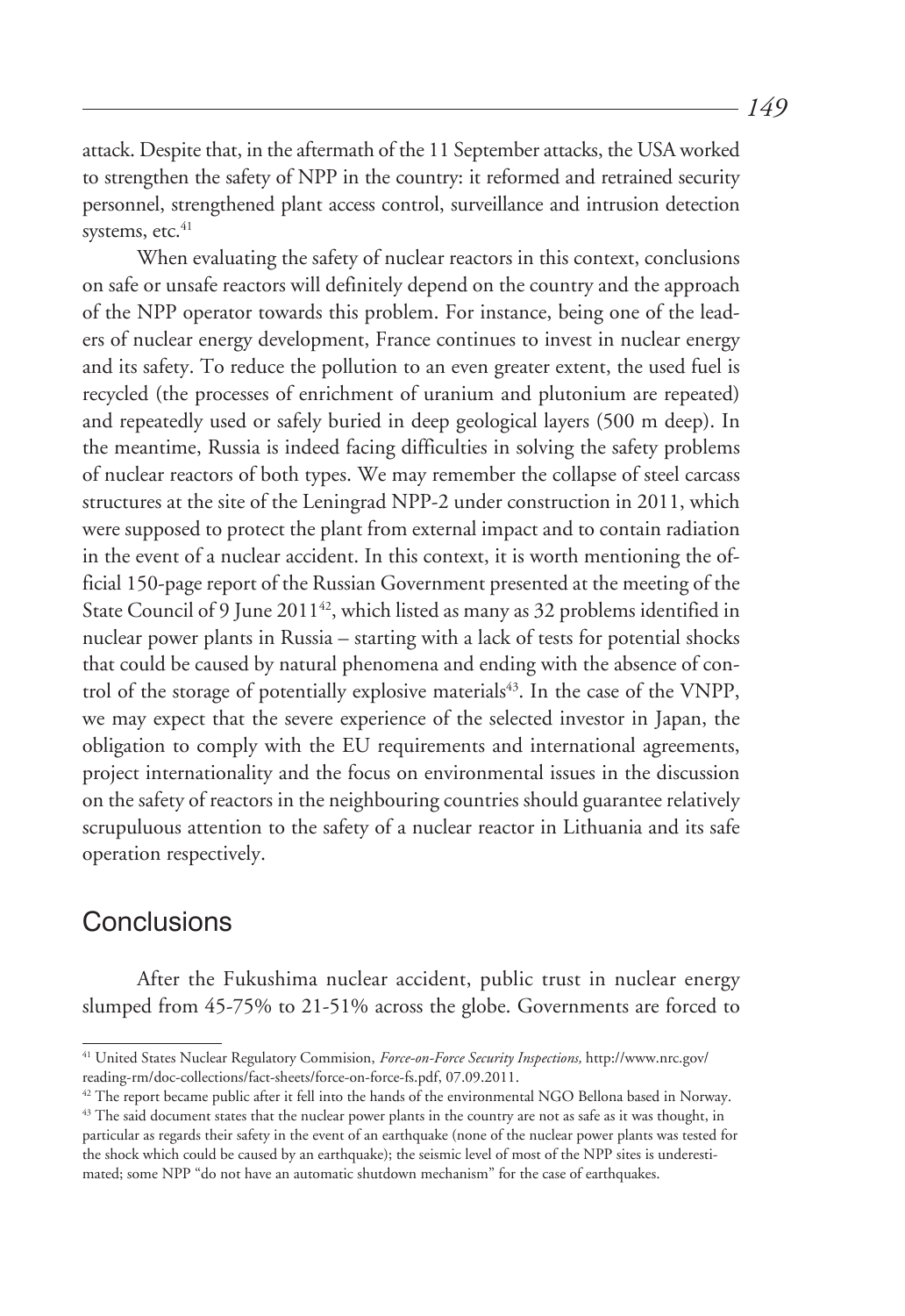attack. Despite that, in the aftermath of the 11 September attacks, the USA worked to strengthen the safety of NPP in the country: it reformed and retrained security personnel, strengthened plant access control, surveillance and intrusion detection systems, etc.[41]

When evaluating the safety of nuclear reactors in this context, conclusions on safe or unsafe reactors will definitely depend on the country and the approach of the NPP operator towards this problem. For instance, being one of the leaders of nuclear energy development, France continues to invest in nuclear energy and its safety. To reduce the pollution to an even greater extent, the used fuel is recycled (the processes of enrichment of uranium and plutonium are repeated) and repeatedly used or safely buried in deep geological layers (500 m deep). In the meantime, Russia is indeed facing difficulties in solving the safety problems of nuclear reactors of both types. We may remember the collapse of steel carcass structures at the site of the Leningrad NPP-2 under construction in 2011, which were supposed to protect the plant from external impact and to contain radiation in the event of a nuclear accident. In this context, it is worth mentioning the official 150-page report of the Russian Government presented at the meeting of the State Council of 9 June 2011[42], which listed as many as 32 problems identified in nuclear power plants in Russia – starting with a lack of tests for potential shocks that could be caused by natural phenomena and ending with the absence of control of the storage of potentially explosive materials[43]. In the case of the VNPP, we may expect that the severe experience of the selected investor in Japan, the obligation to comply with the EU requirements and international agreements, project internationality and the focus on environmental issues in the discussion on the safety of reactors in the neighbouring countries should guarantee relatively scrupuluous attention to the safety of a nuclear reactor in Lithuania and its safe operation respectively.

## Conclusions

After the Fukushima nuclear accident, public trust in nuclear energy slumped from 45-75% to 21-51% across the globe. Governments are forced to

---

[41] United States Nuclear Regulatory Commision, *Force-on-Force Security Inspections,* http://www.nrc.gov/reading-rm/doc-collections/fact-sheets/force-on-force-fs.pdf, 07.09.2011.

[42] The report became public after it fell into the hands of the environmental NGO Bellona based in Norway.

[43] The said document states that the nuclear power plants in the country are not as safe as it was thought, in particular as regards their safety in the event of an earthquake (none of the nuclear power plants was tested for the shock which could be caused by an earthquake); the seismic level of most of the NPP sites is underestimated; some NPP "do not have an automatic shutdown mechanism" for the case of earthquakes.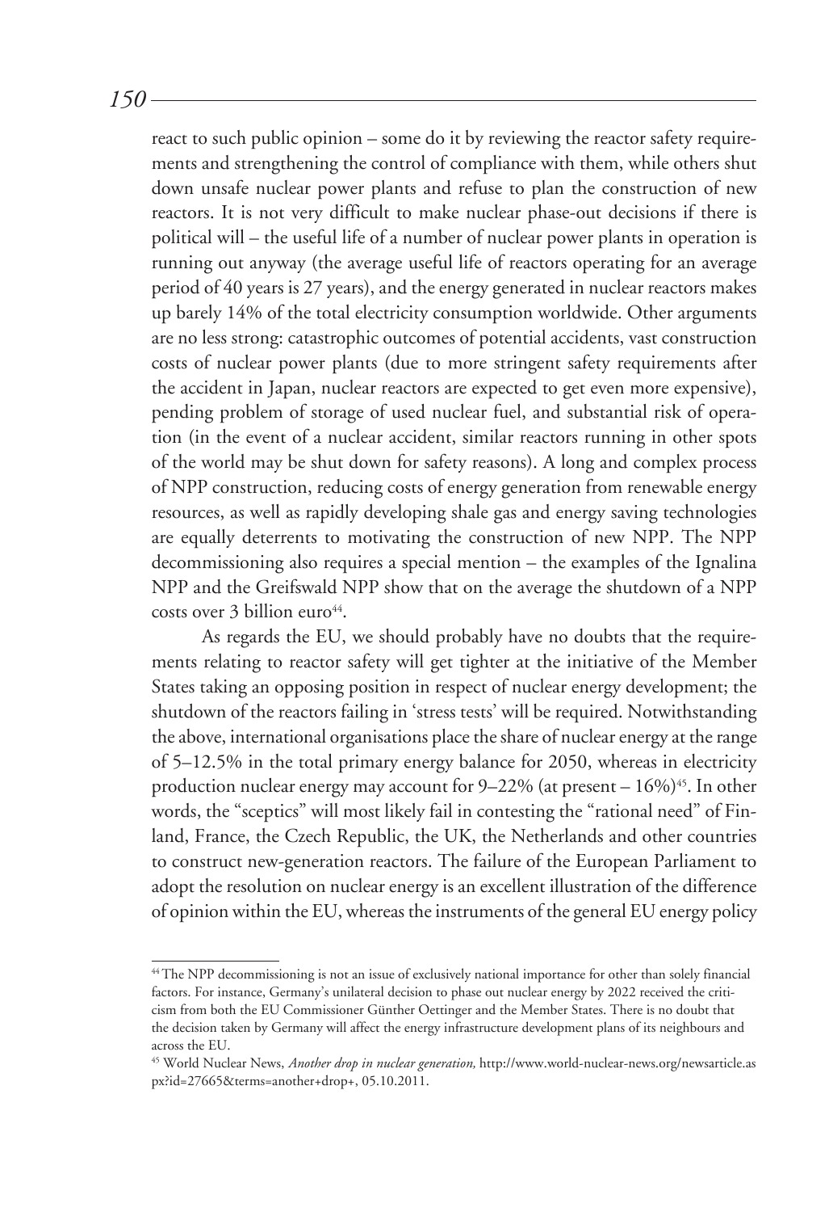react to such public opinion – some do it by reviewing the reactor safety requirements and strengthening the control of compliance with them, while others shut down unsafe nuclear power plants and refuse to plan the construction of new reactors. It is not very difficult to make nuclear phase-out decisions if there is political will – the useful life of a number of nuclear power plants in operation is running out anyway (the average useful life of reactors operating for an average period of 40 years is 27 years), and the energy generated in nuclear reactors makes up barely 14% of the total electricity consumption worldwide. Other arguments are no less strong: catastrophic outcomes of potential accidents, vast construction costs of nuclear power plants (due to more stringent safety requirements after the accident in Japan, nuclear reactors are expected to get even more expensive), pending problem of storage of used nuclear fuel, and substantial risk of operation (in the event of a nuclear accident, similar reactors running in other spots of the world may be shut down for safety reasons). A long and complex process of NPP construction, reducing costs of energy generation from renewable energy resources, as well as rapidly developing shale gas and energy saving technologies are equally deterrents to motivating the construction of new NPP. The NPP decommissioning also requires a special mention – the examples of the Ignalina NPP and the Greifswald NPP show that on the average the shutdown of a NPP costs over 3 billion euro[44].

As regards the EU, we should probably have no doubts that the requirements relating to reactor safety will get tighter at the initiative of the Member States taking an opposing position in respect of nuclear energy development; the shutdown of the reactors failing in 'stress tests' will be required. Notwithstanding the above, international organisations place the share of nuclear energy at the range of 5–12.5% in the total primary energy balance for 2050, whereas in electricity production nuclear energy may account for 9–22% (at present – 16%)[45]. In other words, the "sceptics" will most likely fail in contesting the "rational need" of Finland, France, the Czech Republic, the UK, the Netherlands and other countries to construct new-generation reactors. The failure of the European Parliament to adopt the resolution on nuclear energy is an excellent illustration of the difference of opinion within the EU, whereas the instruments of the general EU energy policy

---

[44] The NPP decommissioning is not an issue of exclusively national importance for other than solely financial factors. For instance, Germany's unilateral decision to phase out nuclear energy by 2022 received the criticism from both the EU Commissioner Günther Oettinger and the Member States. There is no doubt that the decision taken by Germany will affect the energy infrastructure development plans of its neighbours and across the EU.

[45] World Nuclear News, *Another drop in nuclear generation,* http://www.world-nuclear-news.org/newsarticle.aspx?id=27665&terms=another+drop+, 05.10.2011.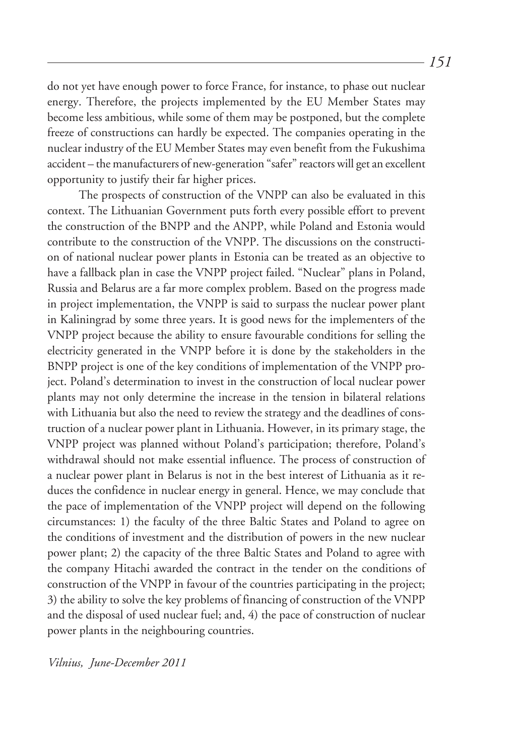do not yet have enough power to force France, for instance, to phase out nuclear energy. Therefore, the projects implemented by the EU Member States may become less ambitious, while some of them may be postponed, but the complete freeze of constructions can hardly be expected. The companies operating in the nuclear industry of the EU Member States may even benefit from the Fukushima accident – the manufacturers of new-generation "safer" reactors will get an excellent opportunity to justify their far higher prices.

The prospects of construction of the VNPP can also be evaluated in this context. The Lithuanian Government puts forth every possible effort to prevent the construction of the BNPP and the ANPP, while Poland and Estonia would contribute to the construction of the VNPP. The discussions on the construction of national nuclear power plants in Estonia can be treated as an objective to have a fallback plan in case the VNPP project failed. "Nuclear" plans in Poland, Russia and Belarus are a far more complex problem. Based on the progress made in project implementation, the VNPP is said to surpass the nuclear power plant in Kaliningrad by some three years. It is good news for the implementers of the VNPP project because the ability to ensure favourable conditions for selling the electricity generated in the VNPP before it is done by the stakeholders in the BNPP project is one of the key conditions of implementation of the VNPP project. Poland's determination to invest in the construction of local nuclear power plants may not only determine the increase in the tension in bilateral relations with Lithuania but also the need to review the strategy and the deadlines of construction of a nuclear power plant in Lithuania. However, in its primary stage, the VNPP project was planned without Poland's participation; therefore, Poland's withdrawal should not make essential influence. The process of construction of a nuclear power plant in Belarus is not in the best interest of Lithuania as it reduces the confidence in nuclear energy in general. Hence, we may conclude that the pace of implementation of the VNPP project will depend on the following circumstances: 1) the faculty of the three Baltic States and Poland to agree on the conditions of investment and the distribution of powers in the new nuclear power plant; 2) the capacity of the three Baltic States and Poland to agree with the company Hitachi awarded the contract in the tender on the conditions of construction of the VNPP in favour of the countries participating in the project; 3) the ability to solve the key problems of financing of construction of the VNPP and the disposal of used nuclear fuel; and, 4) the pace of construction of nuclear power plants in the neighbouring countries.

*Vilnius, June-December 2011*